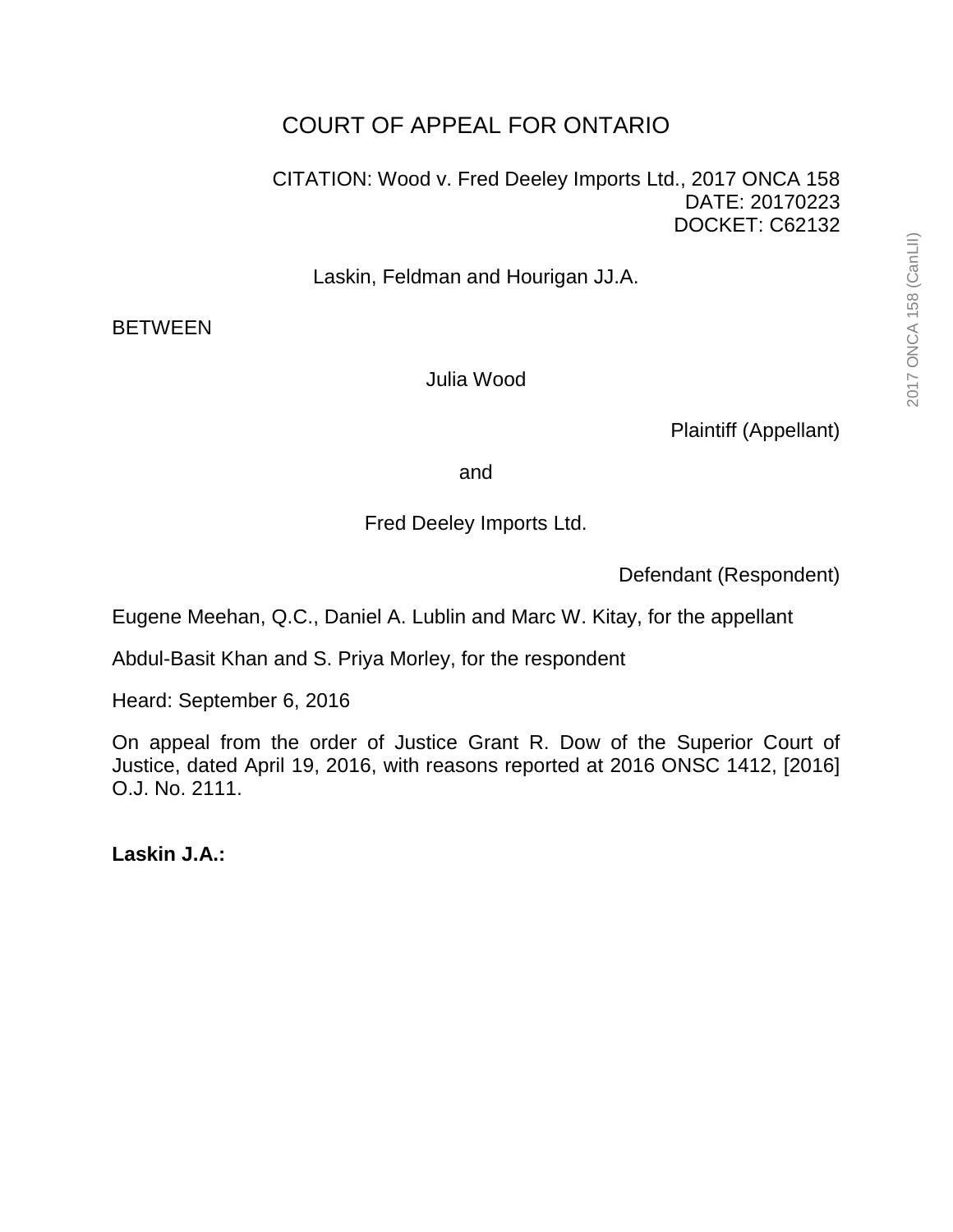# COURT OF APPEAL FOR ONTARIO

CITATION: Wood v. Fred Deeley Imports Ltd., 2017 ONCA 158
DATE: 20170223
DOCKET: C62132

Laskin, Feldman and Hourigan JJ.A.

BETWEEN

Julia Wood

Plaintiff (Appellant)

and

Fred Deeley Imports Ltd.

Defendant (Respondent)

Eugene Meehan, Q.C., Daniel A. Lublin and Marc W. Kitay, for the appellant

Abdul-Basit Khan and S. Priya Morley, for the respondent

Heard: September 6, 2016

On appeal from the order of Justice Grant R. Dow of the Superior Court of Justice, dated April 19, 2016, with reasons reported at 2016 ONSC 1412, [2016] O.J. No. 2111.

**Laskin J.A.:**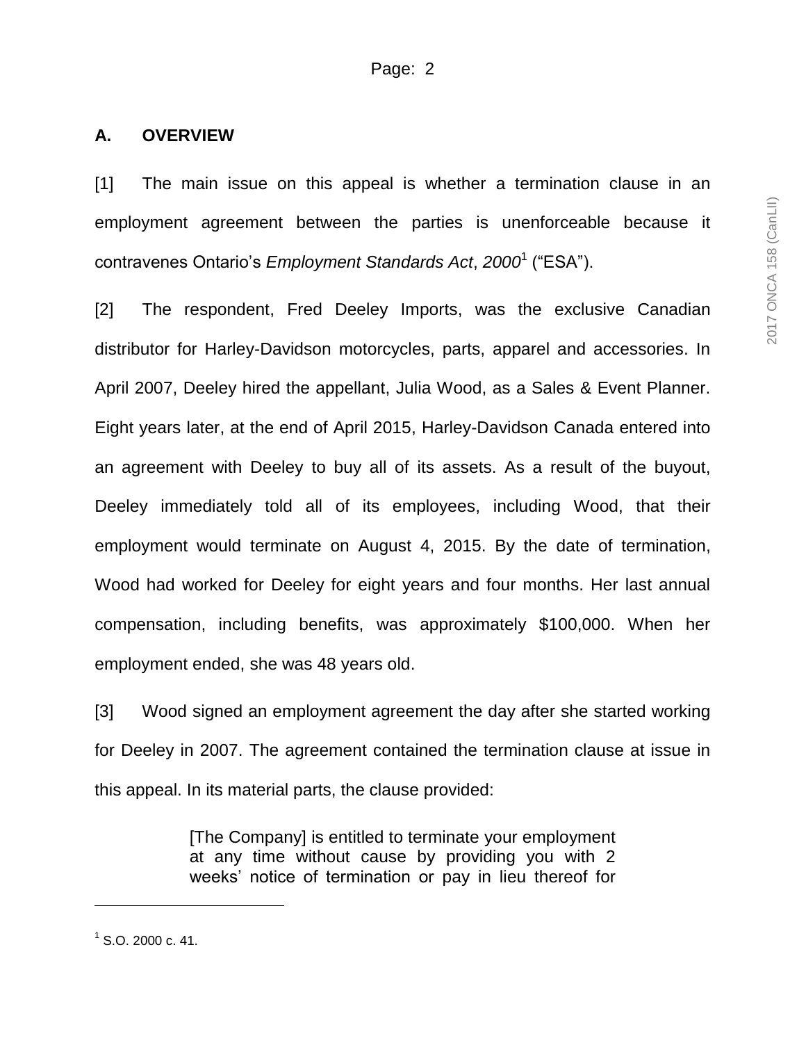## A. OVERVIEW

[1] The main issue on this appeal is whether a termination clause in an employment agreement between the parties is unenforceable because it contravenes Ontario's *Employment Standards Act*, *2000*[1] ("ESA").

[2] The respondent, Fred Deeley Imports, was the exclusive Canadian distributor for Harley-Davidson motorcycles, parts, apparel and accessories. In April 2007, Deeley hired the appellant, Julia Wood, as a Sales & Event Planner. Eight years later, at the end of April 2015, Harley-Davidson Canada entered into an agreement with Deeley to buy all of its assets. As a result of the buyout, Deeley immediately told all of its employees, including Wood, that their employment would terminate on August 4, 2015. By the date of termination, Wood had worked for Deeley for eight years and four months. Her last annual compensation, including benefits, was approximately $100,000. When her employment ended, she was 48 years old.

[3] Wood signed an employment agreement the day after she started working for Deeley in 2007. The agreement contained the termination clause at issue in this appeal. In its material parts, the clause provided:

> [The Company] is entitled to terminate your employment at any time without cause by providing you with 2 weeks' notice of termination or pay in lieu thereof for

---

[1] S.O. 2000 c. 41.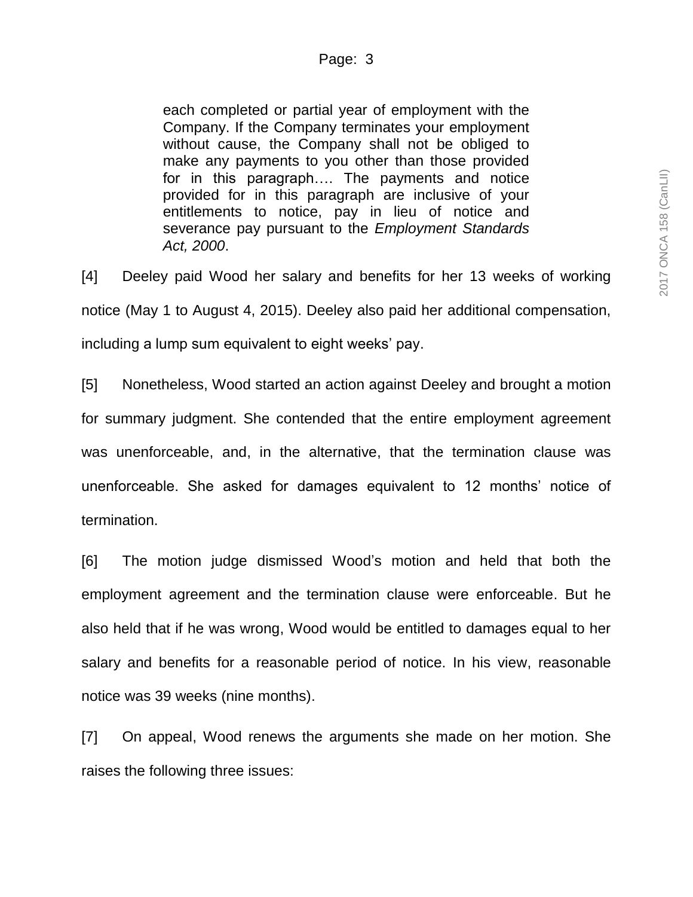> each completed or partial year of employment with the Company. If the Company terminates your employment without cause, the Company shall not be obliged to make any payments to you other than those provided for in this paragraph…. The payments and notice provided for in this paragraph are inclusive of your entitlements to notice, pay in lieu of notice and severance pay pursuant to the *Employment Standards Act, 2000*.

[4] Deeley paid Wood her salary and benefits for her 13 weeks of working notice (May 1 to August 4, 2015). Deeley also paid her additional compensation, including a lump sum equivalent to eight weeks' pay.

[5] Nonetheless, Wood started an action against Deeley and brought a motion for summary judgment. She contended that the entire employment agreement was unenforceable, and, in the alternative, that the termination clause was unenforceable. She asked for damages equivalent to 12 months' notice of termination.

[6] The motion judge dismissed Wood's motion and held that both the employment agreement and the termination clause were enforceable. But he also held that if he was wrong, Wood would be entitled to damages equal to her salary and benefits for a reasonable period of notice. In his view, reasonable notice was 39 weeks (nine months).

[7] On appeal, Wood renews the arguments she made on her motion. She raises the following three issues: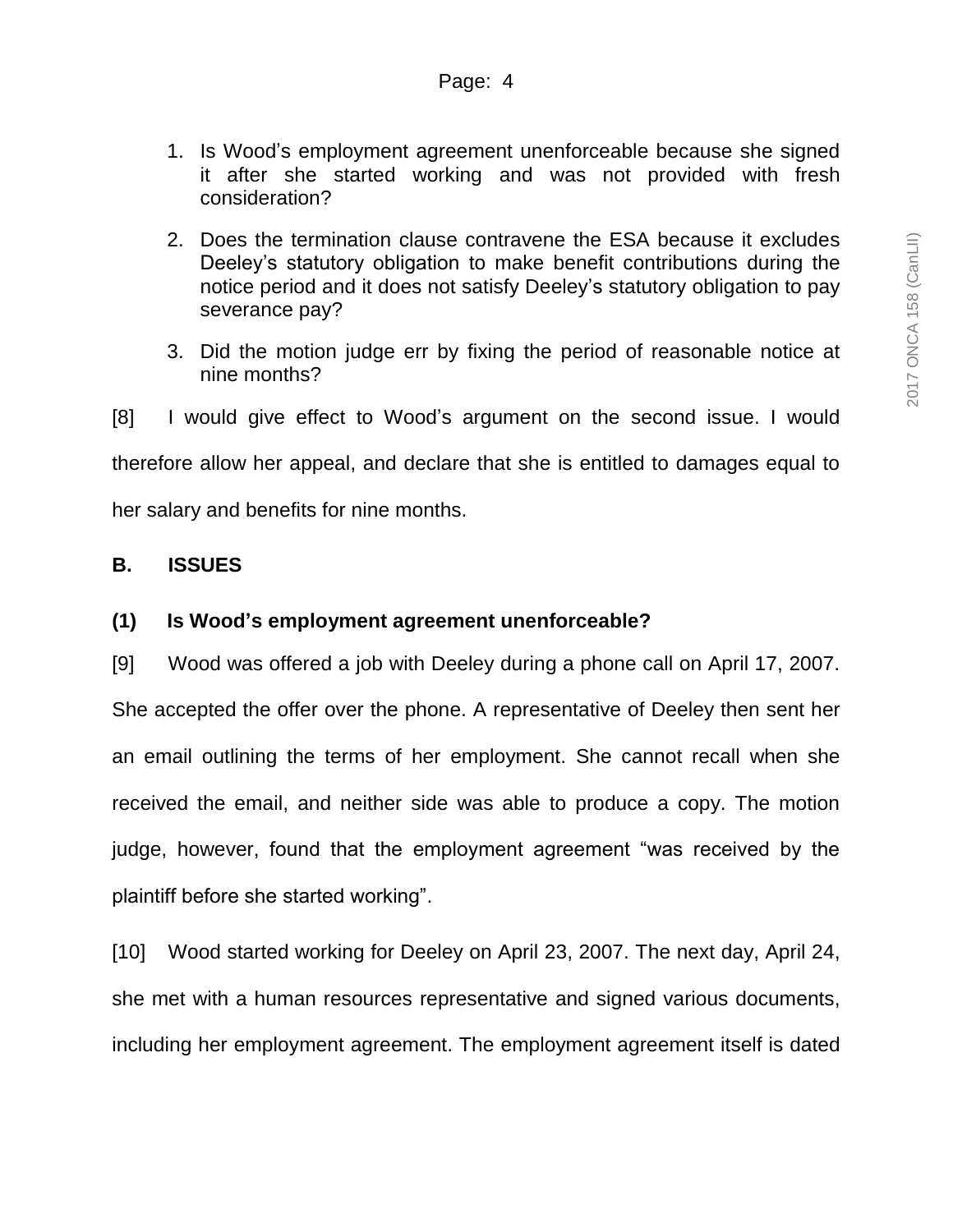1. Is Wood's employment agreement unenforceable because she signed it after she started working and was not provided with fresh consideration?

2. Does the termination clause contravene the ESA because it excludes Deeley's statutory obligation to make benefit contributions during the notice period and it does not satisfy Deeley's statutory obligation to pay severance pay?

3. Did the motion judge err by fixing the period of reasonable notice at nine months?

[8] I would give effect to Wood's argument on the second issue. I would therefore allow her appeal, and declare that she is entitled to damages equal to her salary and benefits for nine months.

## B. ISSUES

### (1) Is Wood's employment agreement unenforceable?

[9] Wood was offered a job with Deeley during a phone call on April 17, 2007. She accepted the offer over the phone. A representative of Deeley then sent her an email outlining the terms of her employment. She cannot recall when she received the email, and neither side was able to produce a copy. The motion judge, however, found that the employment agreement "was received by the plaintiff before she started working".

[10] Wood started working for Deeley on April 23, 2007. The next day, April 24, she met with a human resources representative and signed various documents, including her employment agreement. The employment agreement itself is dated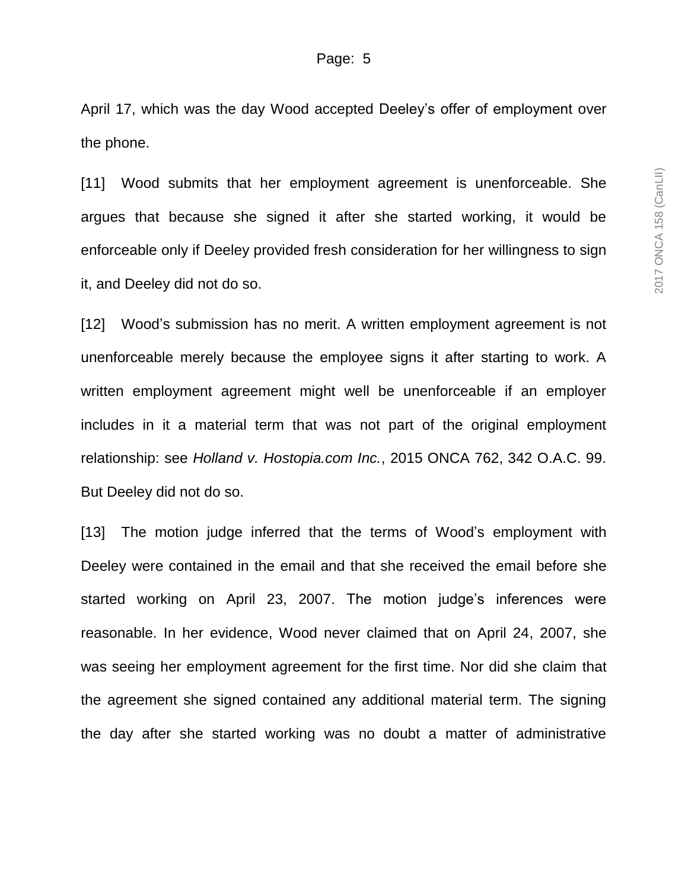April 17, which was the day Wood accepted Deeley's offer of employment over the phone.

[11] Wood submits that her employment agreement is unenforceable. She argues that because she signed it after she started working, it would be enforceable only if Deeley provided fresh consideration for her willingness to sign it, and Deeley did not do so.

[12] Wood's submission has no merit. A written employment agreement is not unenforceable merely because the employee signs it after starting to work. A written employment agreement might well be unenforceable if an employer includes in it a material term that was not part of the original employment relationship: see *Holland v. Hostopia.com Inc.*, 2015 ONCA 762, 342 O.A.C. 99. But Deeley did not do so.

[13] The motion judge inferred that the terms of Wood's employment with Deeley were contained in the email and that she received the email before she started working on April 23, 2007. The motion judge's inferences were reasonable. In her evidence, Wood never claimed that on April 24, 2007, she was seeing her employment agreement for the first time. Nor did she claim that the agreement she signed contained any additional material term. The signing the day after she started working was no doubt a matter of administrative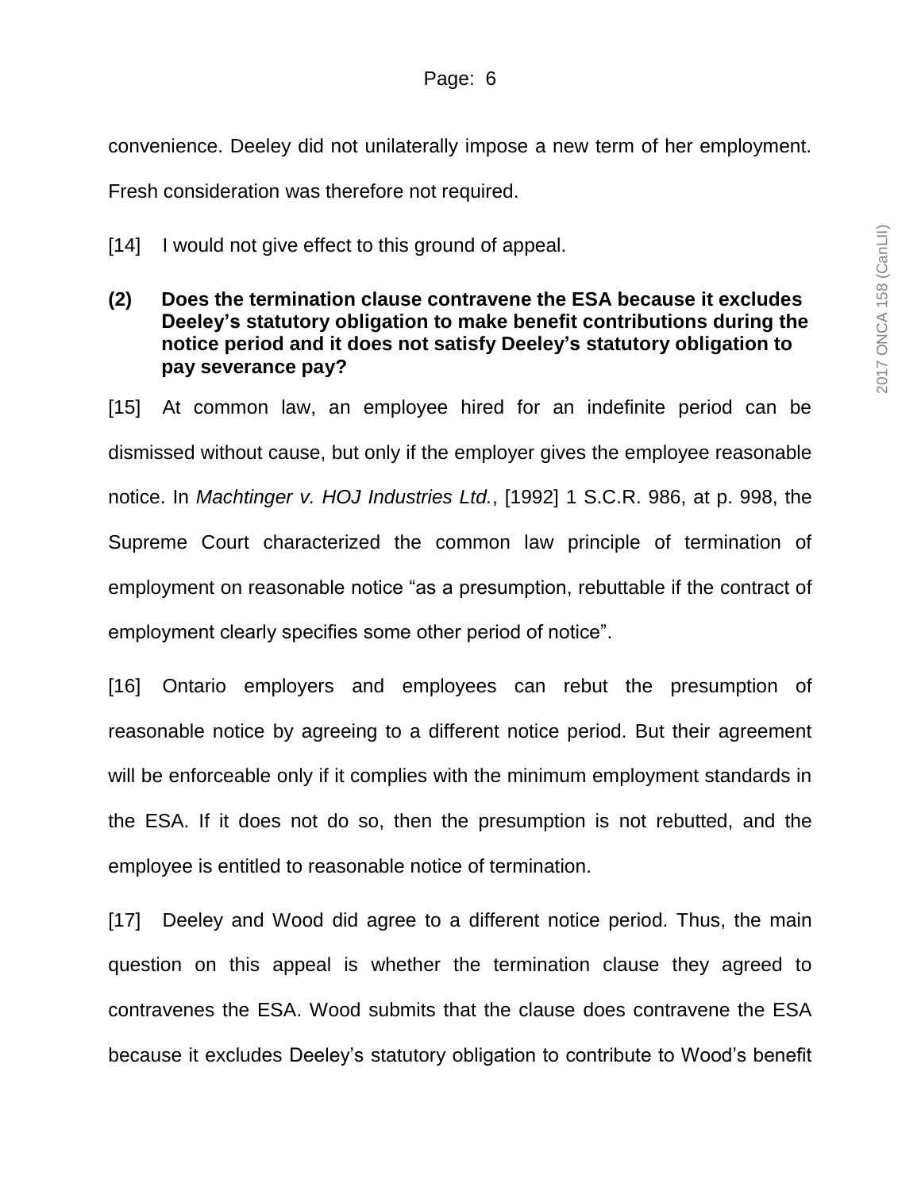convenience. Deeley did not unilaterally impose a new term of her employment. Fresh consideration was therefore not required.

[14] I would not give effect to this ground of appeal.

### (2) Does the termination clause contravene the ESA because it excludes Deeley's statutory obligation to make benefit contributions during the notice period and it does not satisfy Deeley's statutory obligation to pay severance pay?

[15] At common law, an employee hired for an indefinite period can be dismissed without cause, but only if the employer gives the employee reasonable notice. In *Machtinger v. HOJ Industries Ltd.*, [1992] 1 S.C.R. 986, at p. 998, the Supreme Court characterized the common law principle of termination of employment on reasonable notice "as a presumption, rebuttable if the contract of employment clearly specifies some other period of notice".

[16] Ontario employers and employees can rebut the presumption of reasonable notice by agreeing to a different notice period. But their agreement will be enforceable only if it complies with the minimum employment standards in the ESA. If it does not do so, then the presumption is not rebutted, and the employee is entitled to reasonable notice of termination.

[17] Deeley and Wood did agree to a different notice period. Thus, the main question on this appeal is whether the termination clause they agreed to contravenes the ESA. Wood submits that the clause does contravene the ESA because it excludes Deeley's statutory obligation to contribute to Wood's benefit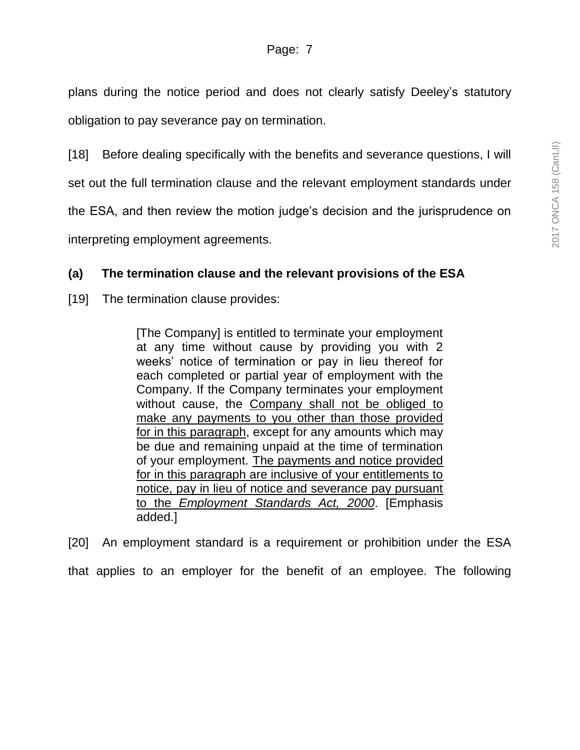plans during the notice period and does not clearly satisfy Deeley's statutory obligation to pay severance pay on termination.

[18] Before dealing specifically with the benefits and severance questions, I will set out the full termination clause and the relevant employment standards under the ESA, and then review the motion judge's decision and the jurisprudence on interpreting employment agreements.

### (a) The termination clause and the relevant provisions of the ESA

[19] The termination clause provides:

> [The Company] is entitled to terminate your employment at any time without cause by providing you with 2 weeks' notice of termination or pay in lieu thereof for each completed or partial year of employment with the Company. If the Company terminates your employment without cause, the <u>Company shall not be obliged to make any payments to you other than those provided for in this paragraph</u>, except for any amounts which may be due and remaining unpaid at the time of termination of your employment. <u>The payments and notice provided for in this paragraph are inclusive of your entitlements to notice, pay in lieu of notice and severance pay pursuant to the *Employment Standards Act, 2000*</u>. [Emphasis added.]

[20] An employment standard is a requirement or prohibition under the ESA that applies to an employer for the benefit of an employee. The following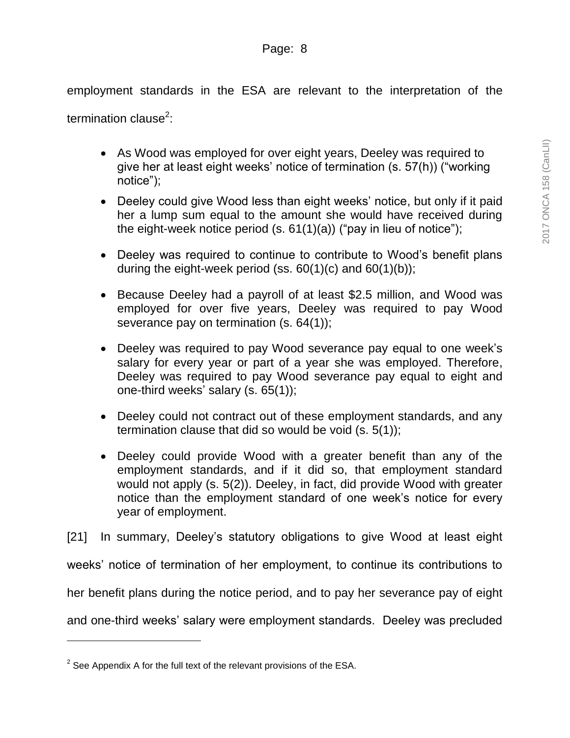employment standards in the ESA are relevant to the interpretation of the termination clause[2]:

- As Wood was employed for over eight years, Deeley was required to give her at least eight weeks' notice of termination (s. 57(h)) ("working notice");
- Deeley could give Wood less than eight weeks' notice, but only if it paid her a lump sum equal to the amount she would have received during the eight-week notice period (s. 61(1)(a)) ("pay in lieu of notice");
- Deeley was required to continue to contribute to Wood's benefit plans during the eight-week period (ss. 60(1)(c) and 60(1)(b));
- Because Deeley had a payroll of at least $2.5 million, and Wood was employed for over five years, Deeley was required to pay Wood severance pay on termination (s. 64(1));
- Deeley was required to pay Wood severance pay equal to one week's salary for every year or part of a year she was employed. Therefore, Deeley was required to pay Wood severance pay equal to eight and one-third weeks' salary (s. 65(1));
- Deeley could not contract out of these employment standards, and any termination clause that did so would be void (s. 5(1));
- Deeley could provide Wood with a greater benefit than any of the employment standards, and if it did so, that employment standard would not apply (s. 5(2)). Deeley, in fact, did provide Wood with greater notice than the employment standard of one week's notice for every year of employment.

[21] In summary, Deeley's statutory obligations to give Wood at least eight weeks' notice of termination of her employment, to continue its contributions to her benefit plans during the notice period, and to pay her severance pay of eight and one-third weeks' salary were employment standards. Deeley was precluded

[2] See Appendix A for the full text of the relevant provisions of the ESA.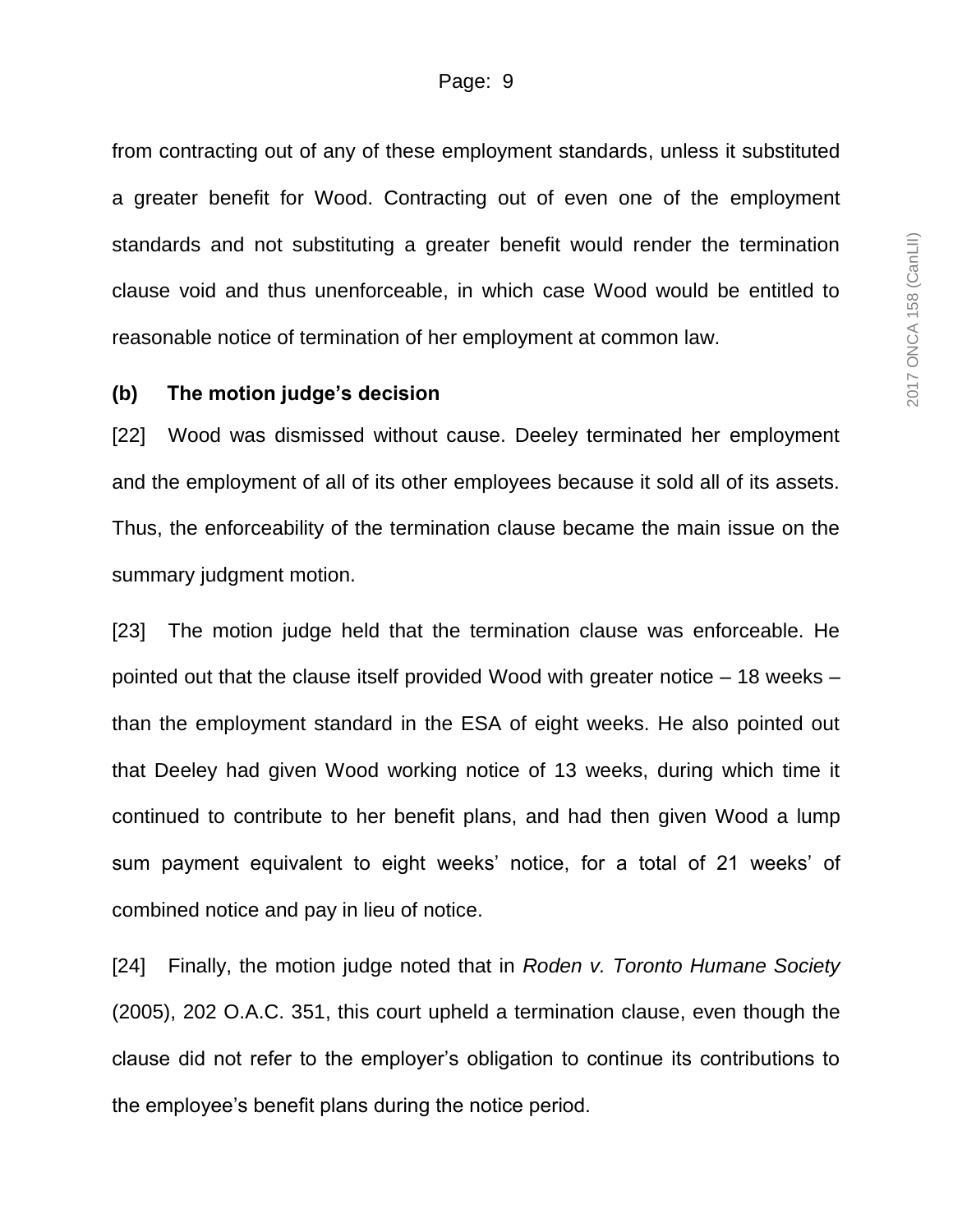from contracting out of any of these employment standards, unless it substituted a greater benefit for Wood. Contracting out of even one of the employment standards and not substituting a greater benefit would render the termination clause void and thus unenforceable, in which case Wood would be entitled to reasonable notice of termination of her employment at common law.

**(b) The motion judge's decision**

[22] Wood was dismissed without cause. Deeley terminated her employment and the employment of all of its other employees because it sold all of its assets. Thus, the enforceability of the termination clause became the main issue on the summary judgment motion.

[23] The motion judge held that the termination clause was enforceable. He pointed out that the clause itself provided Wood with greater notice – 18 weeks – than the employment standard in the ESA of eight weeks. He also pointed out that Deeley had given Wood working notice of 13 weeks, during which time it continued to contribute to her benefit plans, and had then given Wood a lump sum payment equivalent to eight weeks' notice, for a total of 21 weeks' of combined notice and pay in lieu of notice.

[24] Finally, the motion judge noted that in *Roden v. Toronto Humane Society* (2005), 202 O.A.C. 351, this court upheld a termination clause, even though the clause did not refer to the employer's obligation to continue its contributions to the employee's benefit plans during the notice period.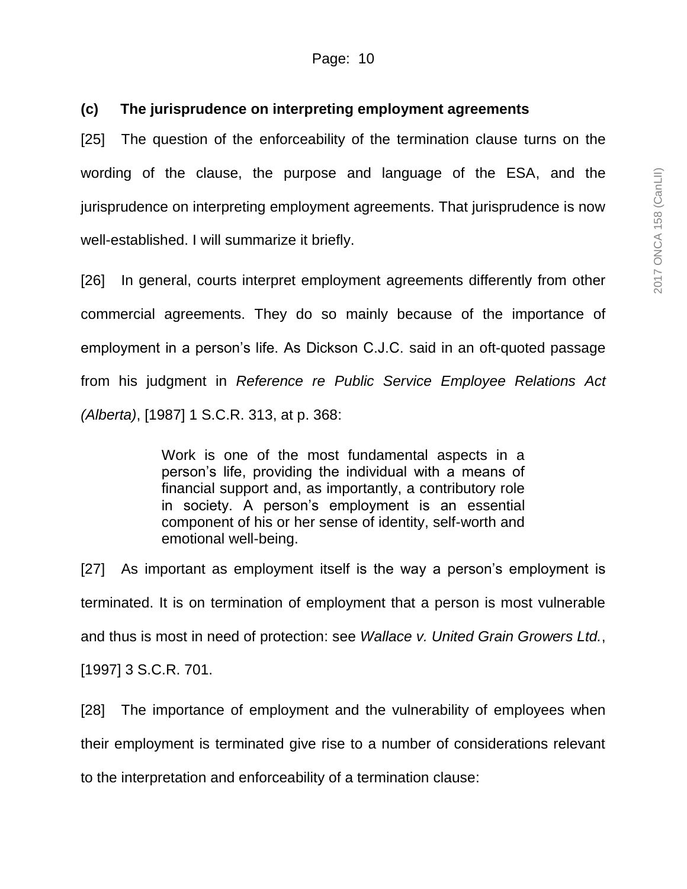### (c) The jurisprudence on interpreting employment agreements

[25] The question of the enforceability of the termination clause turns on the wording of the clause, the purpose and language of the ESA, and the jurisprudence on interpreting employment agreements. That jurisprudence is now well-established. I will summarize it briefly.

[26] In general, courts interpret employment agreements differently from other commercial agreements. They do so mainly because of the importance of employment in a person's life. As Dickson C.J.C. said in an oft-quoted passage from his judgment in *Reference re Public Service Employee Relations Act (Alberta)*, [1987] 1 S.C.R. 313, at p. 368:

> Work is one of the most fundamental aspects in a person's life, providing the individual with a means of financial support and, as importantly, a contributory role in society. A person's employment is an essential component of his or her sense of identity, self-worth and emotional well-being.

[27] As important as employment itself is the way a person's employment is terminated. It is on termination of employment that a person is most vulnerable and thus is most in need of protection: see *Wallace v. United Grain Growers Ltd.*, [1997] 3 S.C.R. 701.

[28] The importance of employment and the vulnerability of employees when their employment is terminated give rise to a number of considerations relevant to the interpretation and enforceability of a termination clause: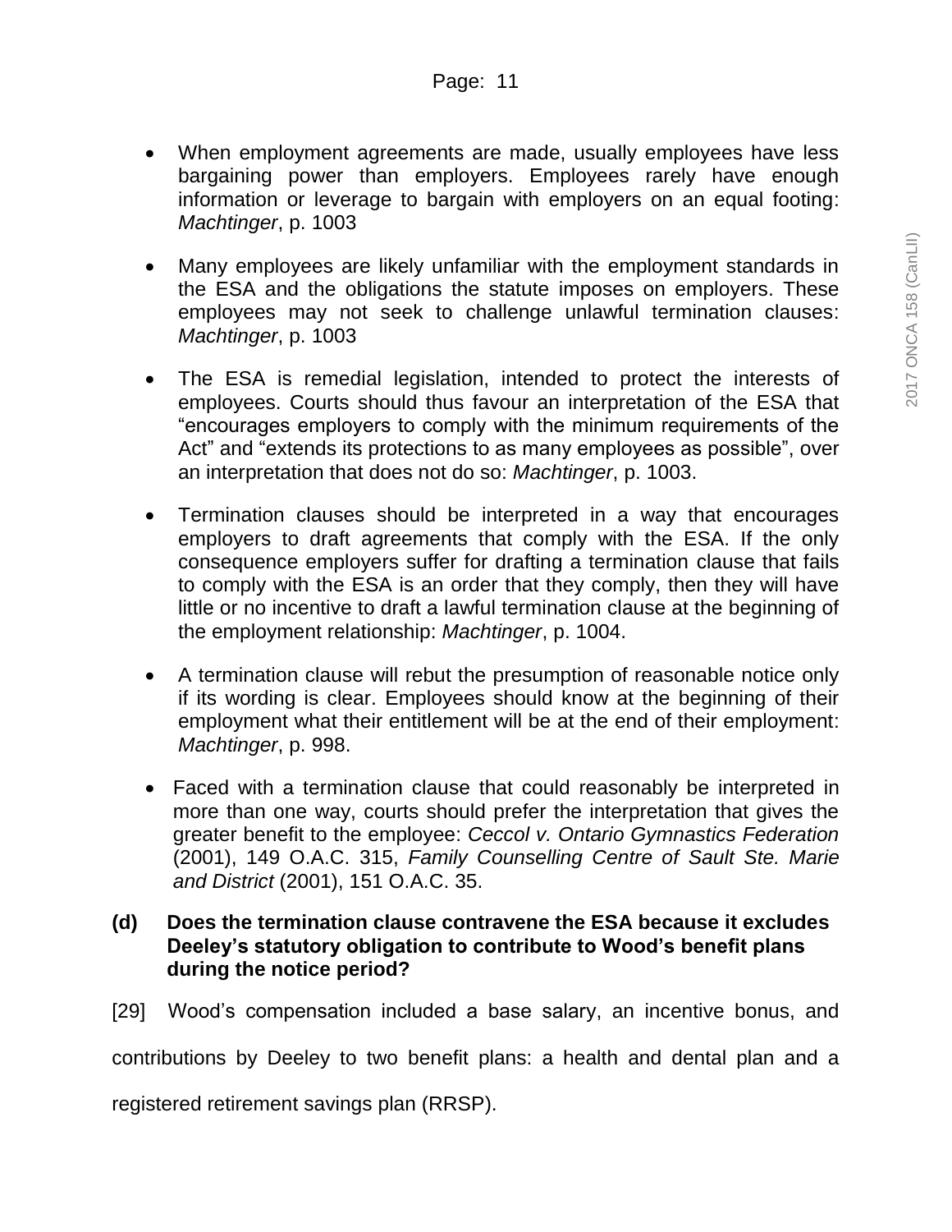- When employment agreements are made, usually employees have less bargaining power than employers. Employees rarely have enough information or leverage to bargain with employers on an equal footing: *Machtinger*, p. 1003

- Many employees are likely unfamiliar with the employment standards in the ESA and the obligations the statute imposes on employers. These employees may not seek to challenge unlawful termination clauses: *Machtinger*, p. 1003

- The ESA is remedial legislation, intended to protect the interests of employees. Courts should thus favour an interpretation of the ESA that "encourages employers to comply with the minimum requirements of the Act" and "extends its protections to as many employees as possible", over an interpretation that does not do so: *Machtinger*, p. 1003.

- Termination clauses should be interpreted in a way that encourages employers to draft agreements that comply with the ESA. If the only consequence employers suffer for drafting a termination clause that fails to comply with the ESA is an order that they comply, then they will have little or no incentive to draft a lawful termination clause at the beginning of the employment relationship: *Machtinger*, p. 1004.

- A termination clause will rebut the presumption of reasonable notice only if its wording is clear. Employees should know at the beginning of their employment what their entitlement will be at the end of their employment: *Machtinger*, p. 998.

- Faced with a termination clause that could reasonably be interpreted in more than one way, courts should prefer the interpretation that gives the greater benefit to the employee: *Ceccol v. Ontario Gymnastics Federation* (2001), 149 O.A.C. 315, *Family Counselling Centre of Sault Ste. Marie and District* (2001), 151 O.A.C. 35.

### (d) Does the termination clause contravene the ESA because it excludes Deeley's statutory obligation to contribute to Wood's benefit plans during the notice period?

[29] Wood's compensation included a base salary, an incentive bonus, and contributions by Deeley to two benefit plans: a health and dental plan and a registered retirement savings plan (RRSP).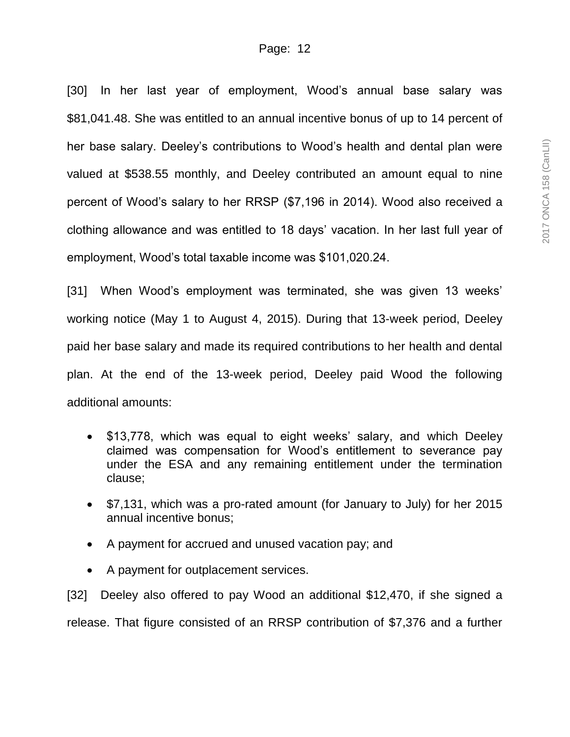[30] In her last year of employment, Wood's annual base salary was $81,041.48. She was entitled to an annual incentive bonus of up to 14 percent of her base salary. Deeley's contributions to Wood's health and dental plan were valued at $538.55 monthly, and Deeley contributed an amount equal to nine percent of Wood's salary to her RRSP ($7,196 in 2014). Wood also received a clothing allowance and was entitled to 18 days' vacation. In her last full year of employment, Wood's total taxable income was $101,020.24.

[31] When Wood's employment was terminated, she was given 13 weeks' working notice (May 1 to August 4, 2015). During that 13-week period, Deeley paid her base salary and made its required contributions to her health and dental plan. At the end of the 13-week period, Deeley paid Wood the following additional amounts:

- $13,778, which was equal to eight weeks' salary, and which Deeley claimed was compensation for Wood's entitlement to severance pay under the ESA and any remaining entitlement under the termination clause;
- $7,131, which was a pro-rated amount (for January to July) for her 2015 annual incentive bonus;
- A payment for accrued and unused vacation pay; and
- A payment for outplacement services.

[32] Deeley also offered to pay Wood an additional $12,470, if she signed a release. That figure consisted of an RRSP contribution of $7,376 and a further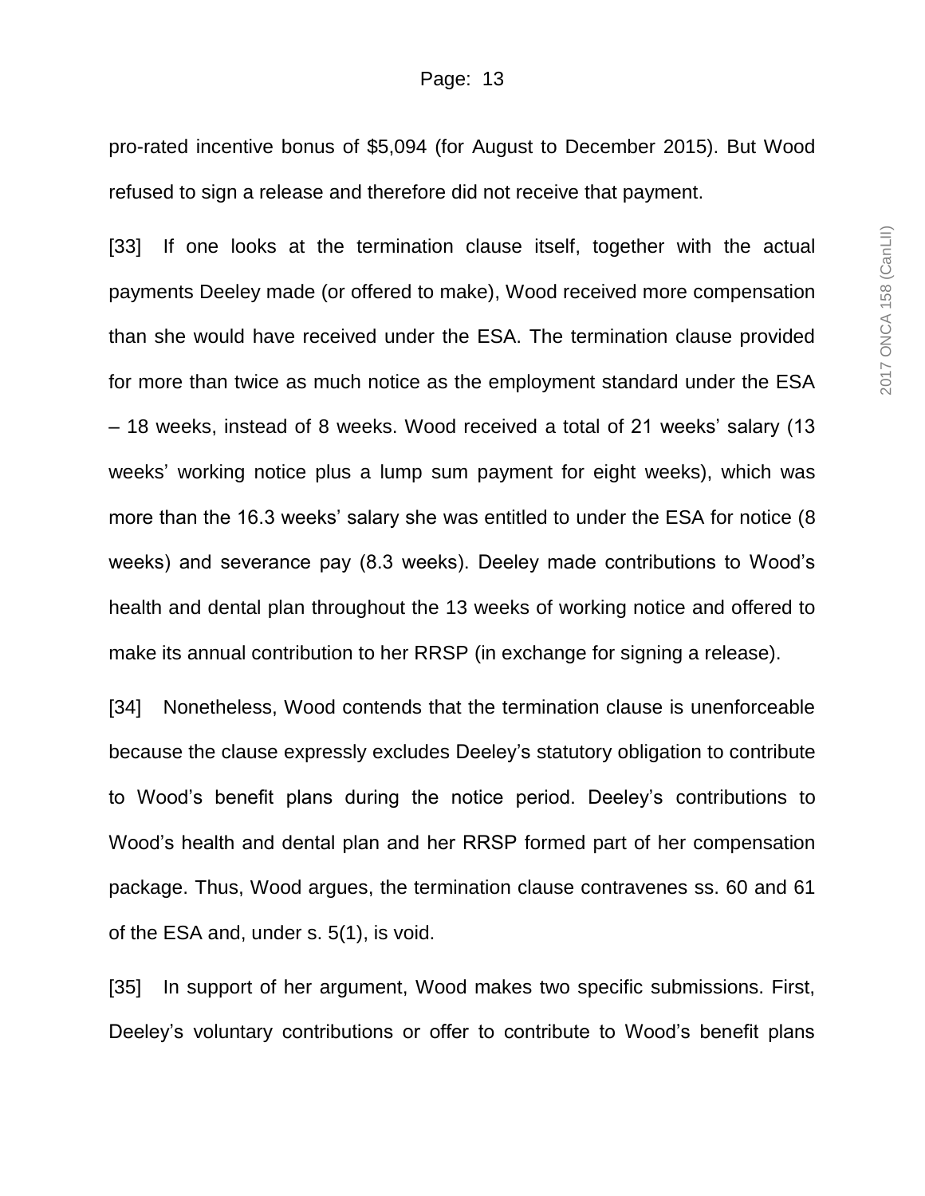pro-rated incentive bonus of $5,094 (for August to December 2015). But Wood refused to sign a release and therefore did not receive that payment.

[33] If one looks at the termination clause itself, together with the actual payments Deeley made (or offered to make), Wood received more compensation than she would have received under the ESA. The termination clause provided for more than twice as much notice as the employment standard under the ESA – 18 weeks, instead of 8 weeks. Wood received a total of 21 weeks' salary (13 weeks' working notice plus a lump sum payment for eight weeks), which was more than the 16.3 weeks' salary she was entitled to under the ESA for notice (8 weeks) and severance pay (8.3 weeks). Deeley made contributions to Wood's health and dental plan throughout the 13 weeks of working notice and offered to make its annual contribution to her RRSP (in exchange for signing a release).

[34] Nonetheless, Wood contends that the termination clause is unenforceable because the clause expressly excludes Deeley's statutory obligation to contribute to Wood's benefit plans during the notice period. Deeley's contributions to Wood's health and dental plan and her RRSP formed part of her compensation package. Thus, Wood argues, the termination clause contravenes ss. 60 and 61 of the ESA and, under s. 5(1), is void.

[35] In support of her argument, Wood makes two specific submissions. First, Deeley's voluntary contributions or offer to contribute to Wood's benefit plans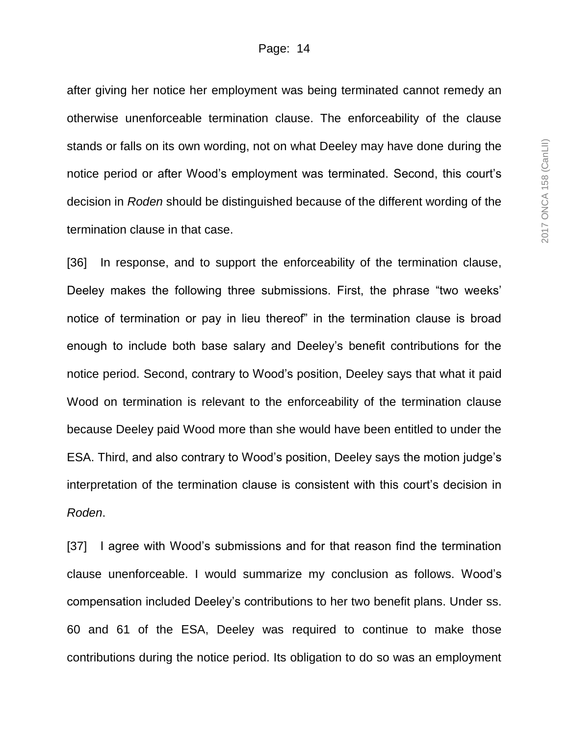after giving her notice her employment was being terminated cannot remedy an otherwise unenforceable termination clause. The enforceability of the clause stands or falls on its own wording, not on what Deeley may have done during the notice period or after Wood's employment was terminated. Second, this court's decision in *Roden* should be distinguished because of the different wording of the termination clause in that case.

[36] In response, and to support the enforceability of the termination clause, Deeley makes the following three submissions. First, the phrase "two weeks' notice of termination or pay in lieu thereof" in the termination clause is broad enough to include both base salary and Deeley's benefit contributions for the notice period. Second, contrary to Wood's position, Deeley says that what it paid Wood on termination is relevant to the enforceability of the termination clause because Deeley paid Wood more than she would have been entitled to under the ESA. Third, and also contrary to Wood's position, Deeley says the motion judge's interpretation of the termination clause is consistent with this court's decision in *Roden*.

[37] I agree with Wood's submissions and for that reason find the termination clause unenforceable. I would summarize my conclusion as follows. Wood's compensation included Deeley's contributions to her two benefit plans. Under ss. 60 and 61 of the ESA, Deeley was required to continue to make those contributions during the notice period. Its obligation to do so was an employment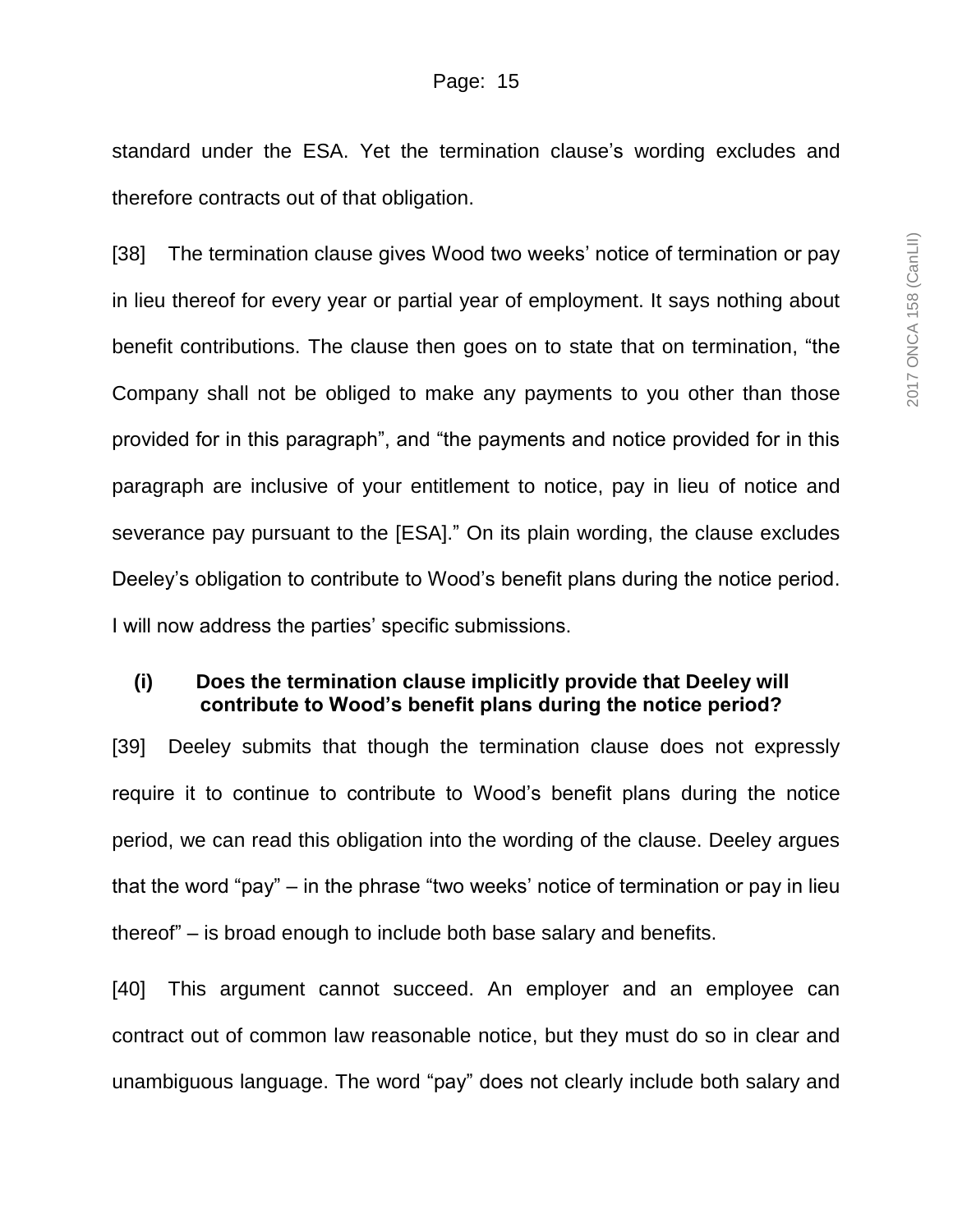standard under the ESA. Yet the termination clause's wording excludes and therefore contracts out of that obligation.

[38] The termination clause gives Wood two weeks' notice of termination or pay in lieu thereof for every year or partial year of employment. It says nothing about benefit contributions. The clause then goes on to state that on termination, "the Company shall not be obliged to make any payments to you other than those provided for in this paragraph", and "the payments and notice provided for in this paragraph are inclusive of your entitlement to notice, pay in lieu of notice and severance pay pursuant to the [ESA]." On its plain wording, the clause excludes Deeley's obligation to contribute to Wood's benefit plans during the notice period. I will now address the parties' specific submissions.

### (i) Does the termination clause implicitly provide that Deeley will contribute to Wood's benefit plans during the notice period?

[39] Deeley submits that though the termination clause does not expressly require it to continue to contribute to Wood's benefit plans during the notice period, we can read this obligation into the wording of the clause. Deeley argues that the word "pay" – in the phrase "two weeks' notice of termination or pay in lieu thereof" – is broad enough to include both base salary and benefits.

[40] This argument cannot succeed. An employer and an employee can contract out of common law reasonable notice, but they must do so in clear and unambiguous language. The word "pay" does not clearly include both salary and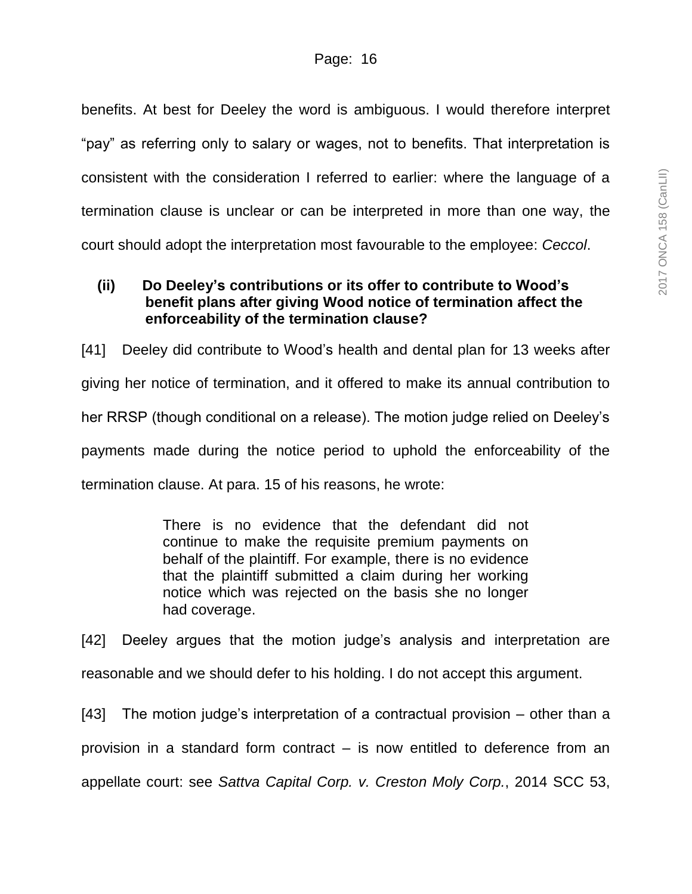benefits. At best for Deeley the word is ambiguous. I would therefore interpret "pay" as referring only to salary or wages, not to benefits. That interpretation is consistent with the consideration I referred to earlier: where the language of a termination clause is unclear or can be interpreted in more than one way, the court should adopt the interpretation most favourable to the employee: *Ceccol*.

**(ii) Do Deeley's contributions or its offer to contribute to Wood's benefit plans after giving Wood notice of termination affect the enforceability of the termination clause?**

[41] Deeley did contribute to Wood's health and dental plan for 13 weeks after giving her notice of termination, and it offered to make its annual contribution to her RRSP (though conditional on a release). The motion judge relied on Deeley's payments made during the notice period to uphold the enforceability of the termination clause. At para. 15 of his reasons, he wrote:

> There is no evidence that the defendant did not continue to make the requisite premium payments on behalf of the plaintiff. For example, there is no evidence that the plaintiff submitted a claim during her working notice which was rejected on the basis she no longer had coverage.

[42] Deeley argues that the motion judge's analysis and interpretation are reasonable and we should defer to his holding. I do not accept this argument.

[43] The motion judge's interpretation of a contractual provision – other than a provision in a standard form contract – is now entitled to deference from an appellate court: see *Sattva Capital Corp. v. Creston Moly Corp.*, 2014 SCC 53,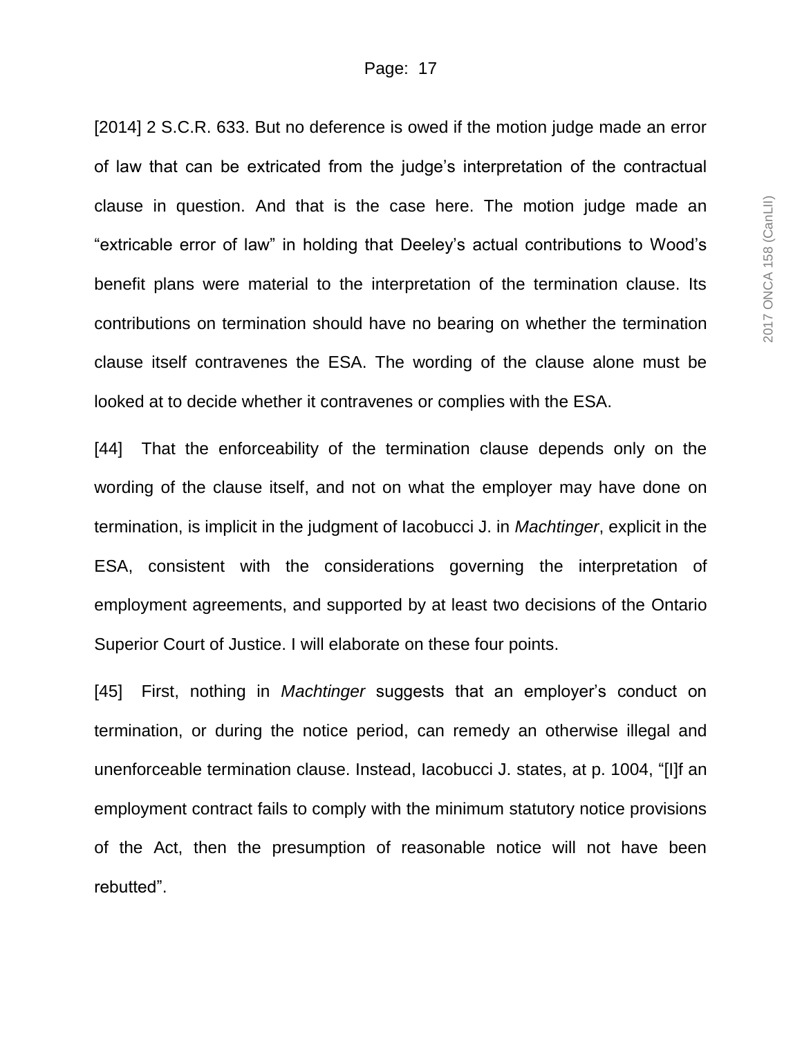[2014] 2 S.C.R. 633. But no deference is owed if the motion judge made an error of law that can be extricated from the judge's interpretation of the contractual clause in question. And that is the case here. The motion judge made an "extricable error of law" in holding that Deeley's actual contributions to Wood's benefit plans were material to the interpretation of the termination clause. Its contributions on termination should have no bearing on whether the termination clause itself contravenes the ESA. The wording of the clause alone must be looked at to decide whether it contravenes or complies with the ESA.

[44] That the enforceability of the termination clause depends only on the wording of the clause itself, and not on what the employer may have done on termination, is implicit in the judgment of Iacobucci J. in *Machtinger*, explicit in the ESA, consistent with the considerations governing the interpretation of employment agreements, and supported by at least two decisions of the Ontario Superior Court of Justice. I will elaborate on these four points.

[45] First, nothing in *Machtinger* suggests that an employer's conduct on termination, or during the notice period, can remedy an otherwise illegal and unenforceable termination clause. Instead, Iacobucci J. states, at p. 1004, "[I]f an employment contract fails to comply with the minimum statutory notice provisions of the Act, then the presumption of reasonable notice will not have been rebutted".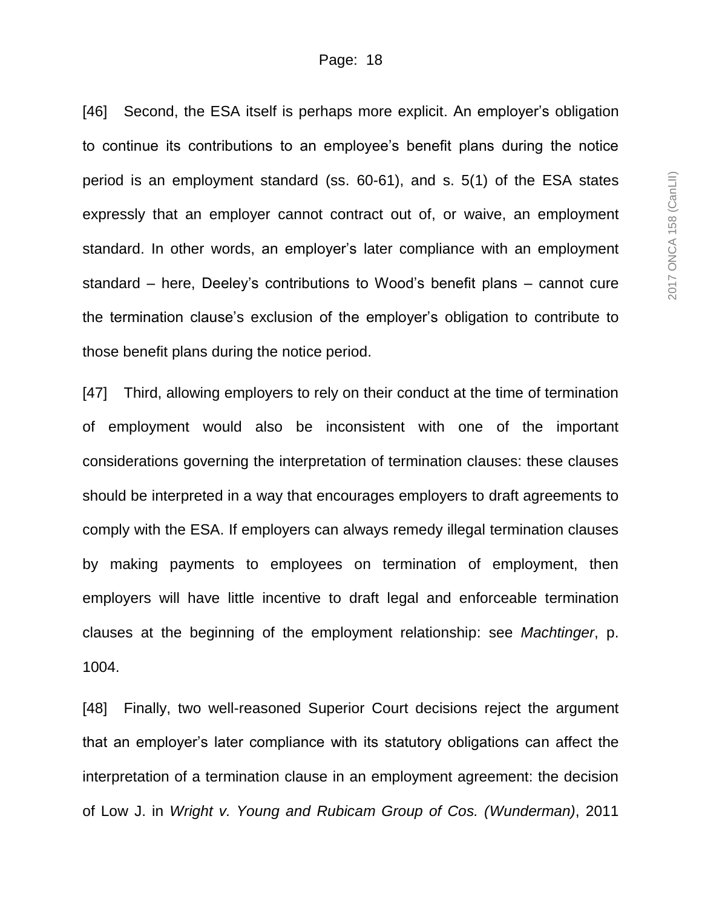[46] Second, the ESA itself is perhaps more explicit. An employer's obligation to continue its contributions to an employee's benefit plans during the notice period is an employment standard (ss. 60-61), and s. 5(1) of the ESA states expressly that an employer cannot contract out of, or waive, an employment standard. In other words, an employer's later compliance with an employment standard – here, Deeley's contributions to Wood's benefit plans – cannot cure the termination clause's exclusion of the employer's obligation to contribute to those benefit plans during the notice period.

[47] Third, allowing employers to rely on their conduct at the time of termination of employment would also be inconsistent with one of the important considerations governing the interpretation of termination clauses: these clauses should be interpreted in a way that encourages employers to draft agreements to comply with the ESA. If employers can always remedy illegal termination clauses by making payments to employees on termination of employment, then employers will have little incentive to draft legal and enforceable termination clauses at the beginning of the employment relationship: see *Machtinger*, p. 1004.

[48] Finally, two well-reasoned Superior Court decisions reject the argument that an employer's later compliance with its statutory obligations can affect the interpretation of a termination clause in an employment agreement: the decision of Low J. in *Wright v. Young and Rubicam Group of Cos. (Wunderman)*, 2011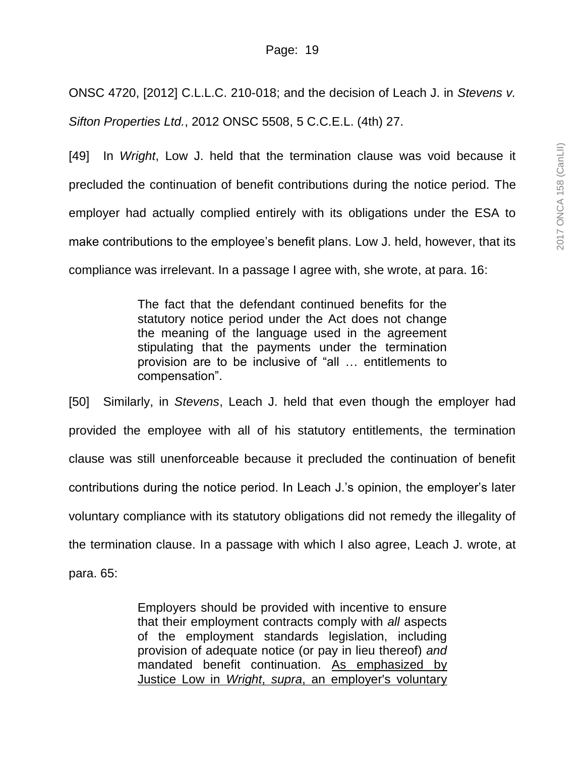ONSC 4720, [2012] C.L.L.C. 210-018; and the decision of Leach J. in *Stevens v. Sifton Properties Ltd.*, 2012 ONSC 5508, 5 C.C.E.L. (4th) 27.

[49] In *Wright*, Low J. held that the termination clause was void because it precluded the continuation of benefit contributions during the notice period. The employer had actually complied entirely with its obligations under the ESA to make contributions to the employee's benefit plans. Low J. held, however, that its compliance was irrelevant. In a passage I agree with, she wrote, at para. 16:

> The fact that the defendant continued benefits for the statutory notice period under the Act does not change the meaning of the language used in the agreement stipulating that the payments under the termination provision are to be inclusive of "all … entitlements to compensation".

[50] Similarly, in *Stevens*, Leach J. held that even though the employer had provided the employee with all of his statutory entitlements, the termination clause was still unenforceable because it precluded the continuation of benefit contributions during the notice period. In Leach J.'s opinion, the employer's later voluntary compliance with its statutory obligations did not remedy the illegality of the termination clause. In a passage with which I also agree, Leach J. wrote, at para. 65:

> Employers should be provided with incentive to ensure that their employment contracts comply with *all* aspects of the employment standards legislation, including provision of adequate notice (or pay in lieu thereof) *and* mandated benefit continuation. <u>As emphasized by Justice Low in *Wright*, *supra*, an employer's voluntary</u>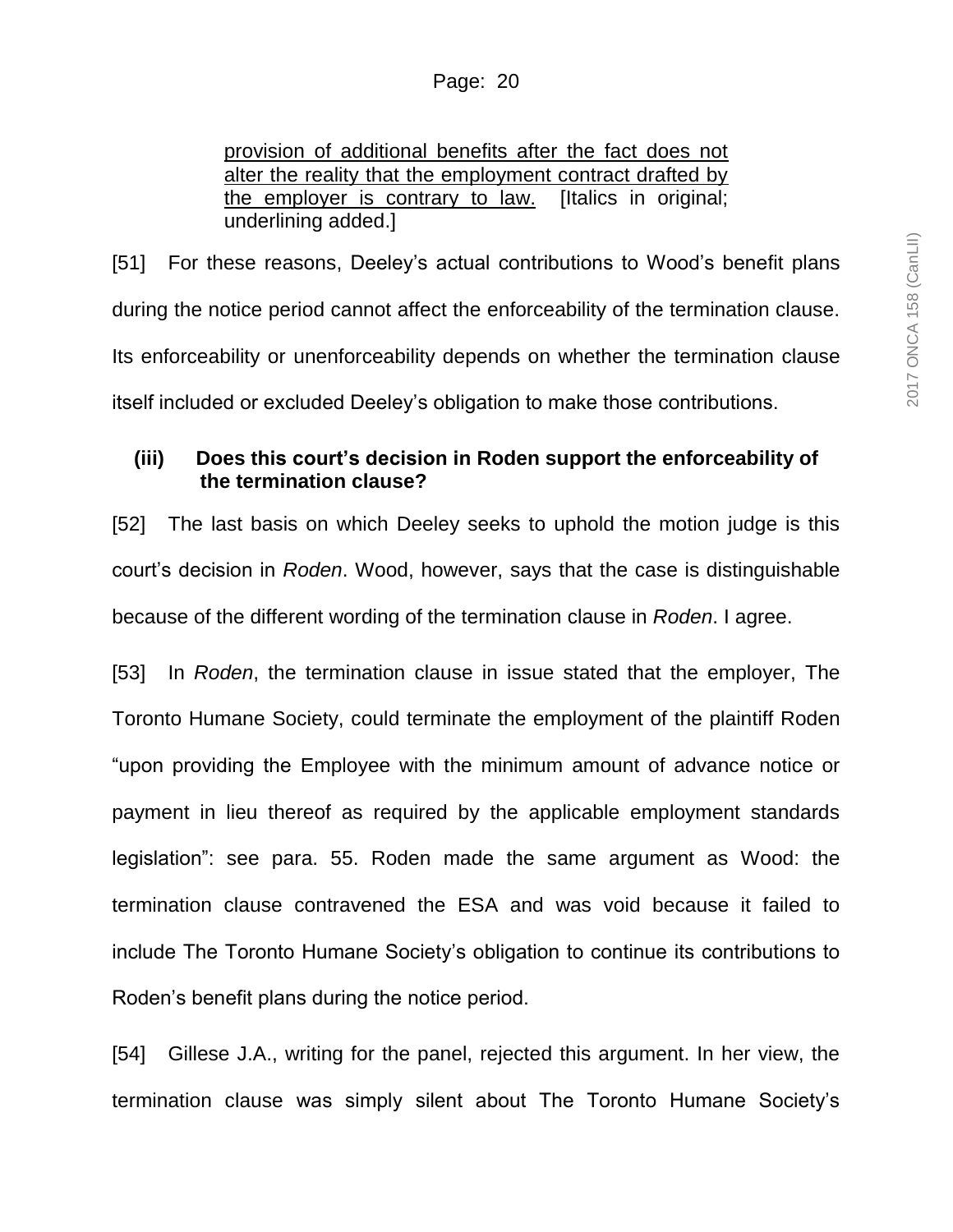provision of additional benefits after the fact does not alter the reality that the employment contract drafted by the employer is contrary to law. [Italics in original; underlining added.]

[51] For these reasons, Deeley's actual contributions to Wood's benefit plans during the notice period cannot affect the enforceability of the termination clause. Its enforceability or unenforceability depends on whether the termination clause itself included or excluded Deeley's obligation to make those contributions.

**(iii) Does this court's decision in Roden support the enforceability of the termination clause?**

[52] The last basis on which Deeley seeks to uphold the motion judge is this court's decision in *Roden*. Wood, however, says that the case is distinguishable because of the different wording of the termination clause in *Roden*. I agree.

[53] In *Roden*, the termination clause in issue stated that the employer, The Toronto Humane Society, could terminate the employment of the plaintiff Roden "upon providing the Employee with the minimum amount of advance notice or payment in lieu thereof as required by the applicable employment standards legislation": see para. 55. Roden made the same argument as Wood: the termination clause contravened the ESA and was void because it failed to include The Toronto Humane Society's obligation to continue its contributions to Roden's benefit plans during the notice period.

[54] Gillese J.A., writing for the panel, rejected this argument. In her view, the termination clause was simply silent about The Toronto Humane Society's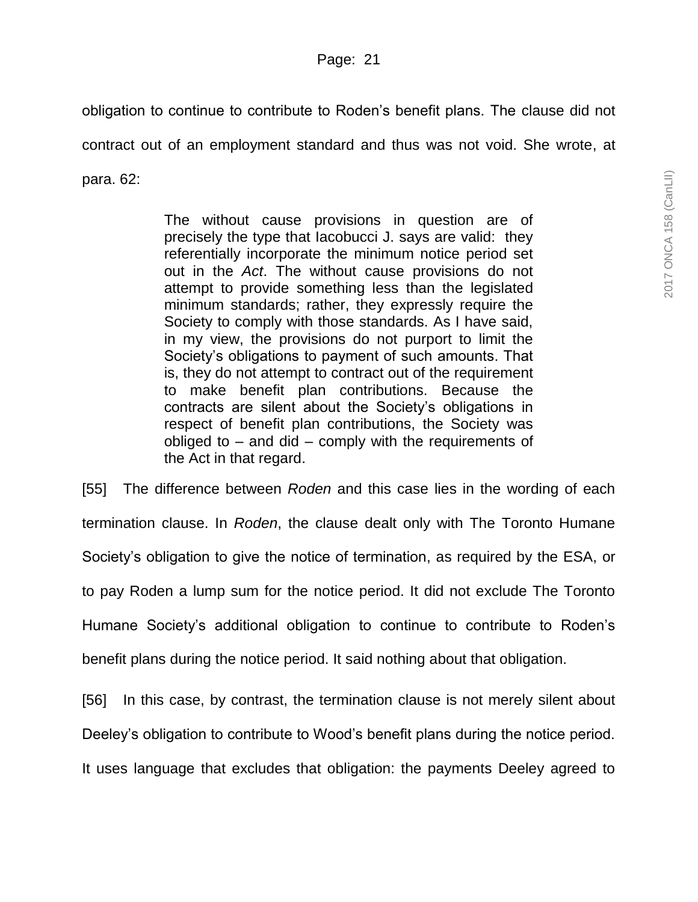obligation to continue to contribute to Roden's benefit plans. The clause did not contract out of an employment standard and thus was not void. She wrote, at para. 62:

> The without cause provisions in question are of precisely the type that Iacobucci J. says are valid: they referentially incorporate the minimum notice period set out in the *Act*. The without cause provisions do not attempt to provide something less than the legislated minimum standards; rather, they expressly require the Society to comply with those standards. As I have said, in my view, the provisions do not purport to limit the Society's obligations to payment of such amounts. That is, they do not attempt to contract out of the requirement to make benefit plan contributions. Because the contracts are silent about the Society's obligations in respect of benefit plan contributions, the Society was obliged to – and did – comply with the requirements of the Act in that regard.

[55] The difference between *Roden* and this case lies in the wording of each termination clause. In *Roden*, the clause dealt only with The Toronto Humane Society's obligation to give the notice of termination, as required by the ESA, or to pay Roden a lump sum for the notice period. It did not exclude The Toronto Humane Society's additional obligation to continue to contribute to Roden's benefit plans during the notice period. It said nothing about that obligation.

[56] In this case, by contrast, the termination clause is not merely silent about Deeley's obligation to contribute to Wood's benefit plans during the notice period. It uses language that excludes that obligation: the payments Deeley agreed to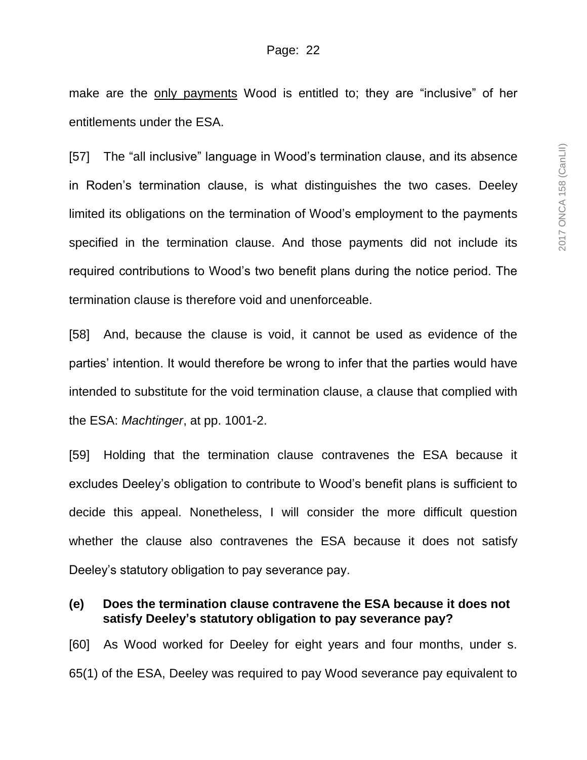make are the <u>only payments</u> Wood is entitled to; they are "inclusive" of her entitlements under the ESA.

[57] The "all inclusive" language in Wood's termination clause, and its absence in Roden's termination clause, is what distinguishes the two cases. Deeley limited its obligations on the termination of Wood's employment to the payments specified in the termination clause. And those payments did not include its required contributions to Wood's two benefit plans during the notice period. The termination clause is therefore void and unenforceable.

[58] And, because the clause is void, it cannot be used as evidence of the parties' intention. It would therefore be wrong to infer that the parties would have intended to substitute for the void termination clause, a clause that complied with the ESA: *Machtinger*, at pp. 1001-2.

[59] Holding that the termination clause contravenes the ESA because it excludes Deeley's obligation to contribute to Wood's benefit plans is sufficient to decide this appeal. Nonetheless, I will consider the more difficult question whether the clause also contravenes the ESA because it does not satisfy Deeley's statutory obligation to pay severance pay.

**(e) Does the termination clause contravene the ESA because it does not satisfy Deeley's statutory obligation to pay severance pay?**

[60] As Wood worked for Deeley for eight years and four months, under s. 65(1) of the ESA, Deeley was required to pay Wood severance pay equivalent to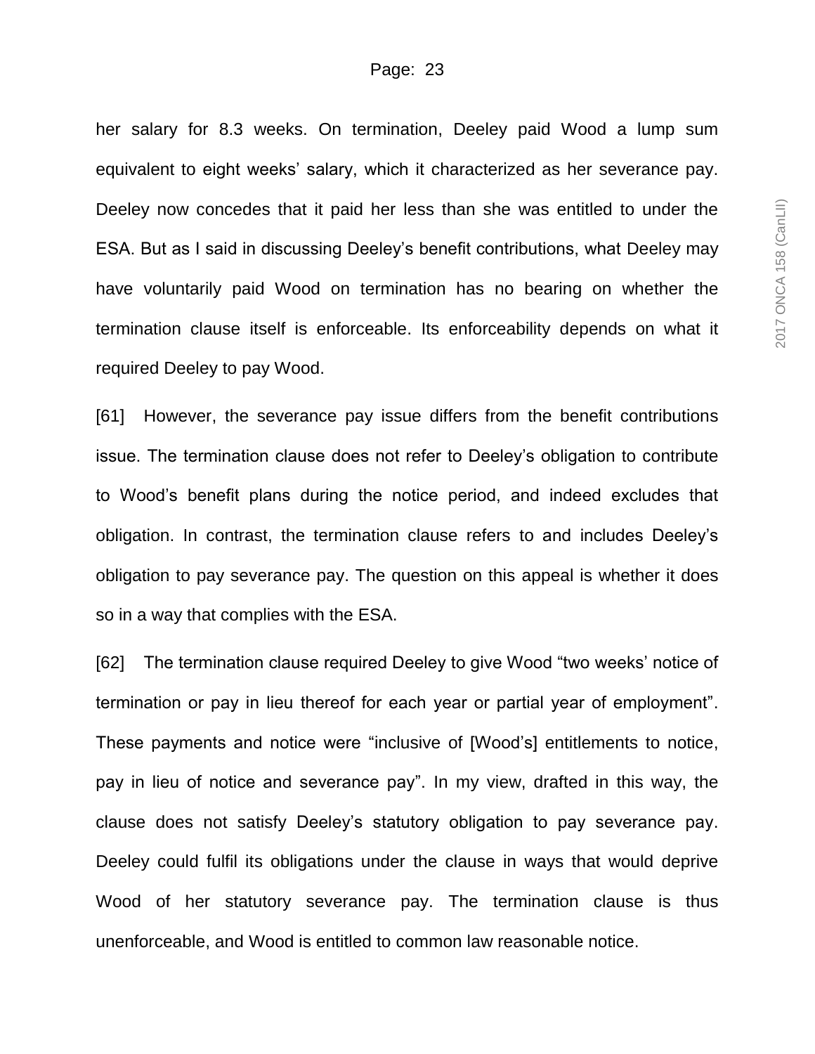her salary for 8.3 weeks. On termination, Deeley paid Wood a lump sum equivalent to eight weeks' salary, which it characterized as her severance pay. Deeley now concedes that it paid her less than she was entitled to under the ESA. But as I said in discussing Deeley's benefit contributions, what Deeley may have voluntarily paid Wood on termination has no bearing on whether the termination clause itself is enforceable. Its enforceability depends on what it required Deeley to pay Wood.

[61] However, the severance pay issue differs from the benefit contributions issue. The termination clause does not refer to Deeley's obligation to contribute to Wood's benefit plans during the notice period, and indeed excludes that obligation. In contrast, the termination clause refers to and includes Deeley's obligation to pay severance pay. The question on this appeal is whether it does so in a way that complies with the ESA.

[62] The termination clause required Deeley to give Wood "two weeks' notice of termination or pay in lieu thereof for each year or partial year of employment". These payments and notice were "inclusive of [Wood's] entitlements to notice, pay in lieu of notice and severance pay". In my view, drafted in this way, the clause does not satisfy Deeley's statutory obligation to pay severance pay. Deeley could fulfil its obligations under the clause in ways that would deprive Wood of her statutory severance pay. The termination clause is thus unenforceable, and Wood is entitled to common law reasonable notice.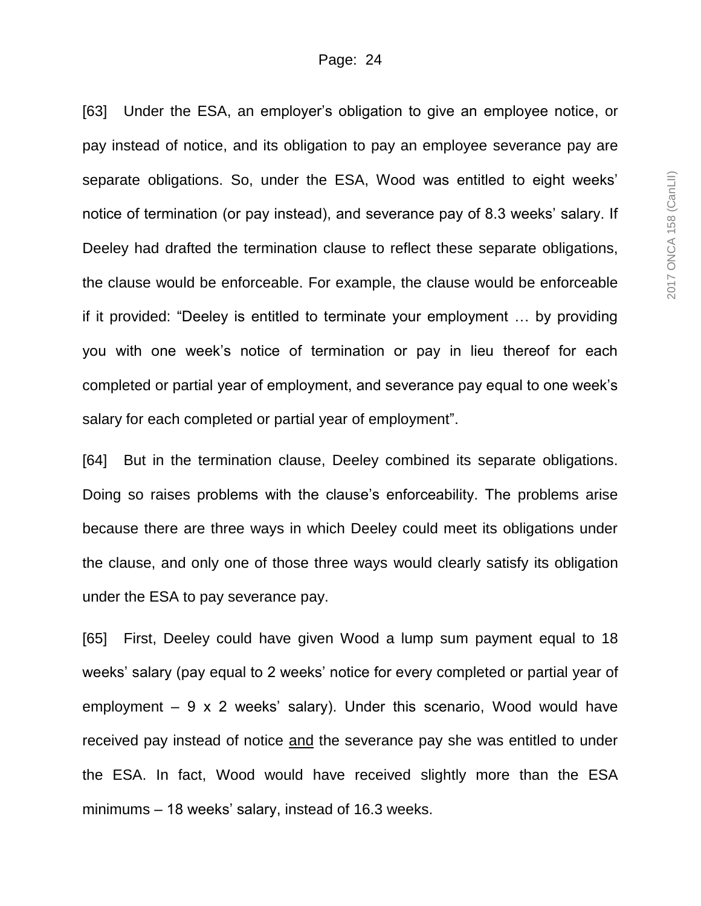[63] Under the ESA, an employer's obligation to give an employee notice, or pay instead of notice, and its obligation to pay an employee severance pay are separate obligations. So, under the ESA, Wood was entitled to eight weeks' notice of termination (or pay instead), and severance pay of 8.3 weeks' salary. If Deeley had drafted the termination clause to reflect these separate obligations, the clause would be enforceable. For example, the clause would be enforceable if it provided: "Deeley is entitled to terminate your employment … by providing you with one week's notice of termination or pay in lieu thereof for each completed or partial year of employment, and severance pay equal to one week's salary for each completed or partial year of employment".

[64] But in the termination clause, Deeley combined its separate obligations. Doing so raises problems with the clause's enforceability. The problems arise because there are three ways in which Deeley could meet its obligations under the clause, and only one of those three ways would clearly satisfy its obligation under the ESA to pay severance pay.

[65] First, Deeley could have given Wood a lump sum payment equal to 18 weeks' salary (pay equal to 2 weeks' notice for every completed or partial year of employment – 9 x 2 weeks' salary). Under this scenario, Wood would have received pay instead of notice <u>and</u> the severance pay she was entitled to under the ESA. In fact, Wood would have received slightly more than the ESA minimums – 18 weeks' salary, instead of 16.3 weeks.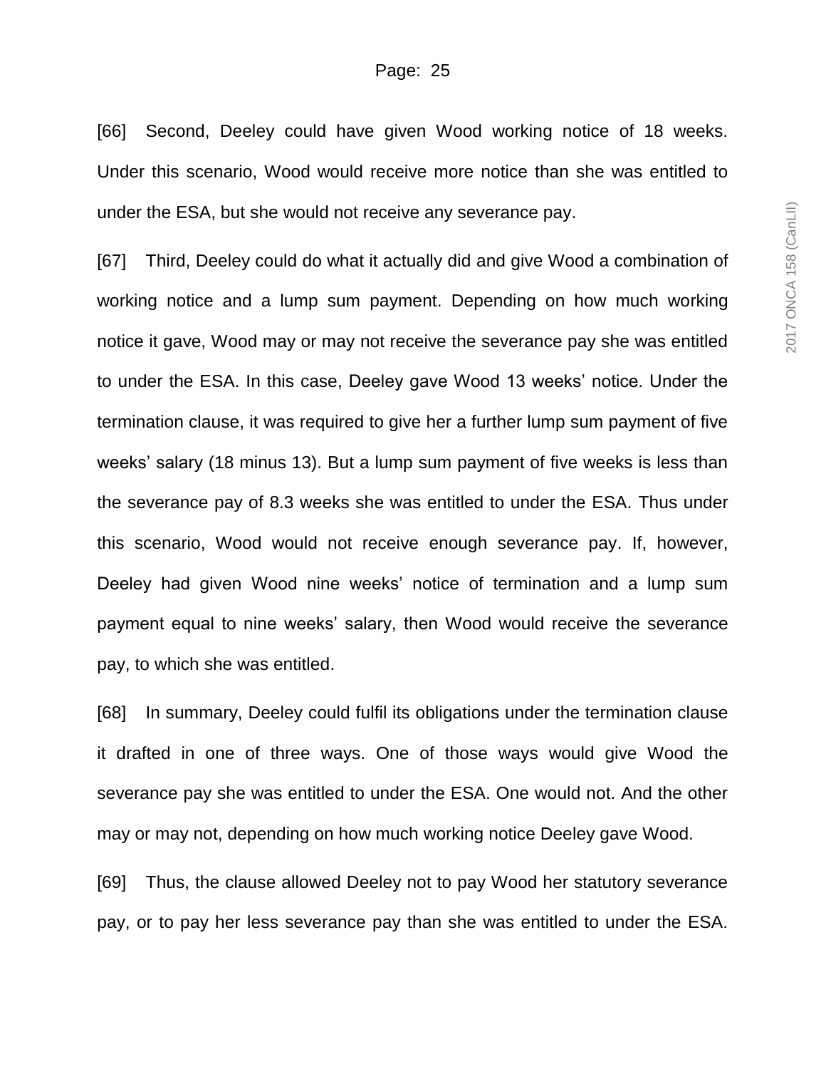[66] Second, Deeley could have given Wood working notice of 18 weeks. Under this scenario, Wood would receive more notice than she was entitled to under the ESA, but she would not receive any severance pay.

[67] Third, Deeley could do what it actually did and give Wood a combination of working notice and a lump sum payment. Depending on how much working notice it gave, Wood may or may not receive the severance pay she was entitled to under the ESA. In this case, Deeley gave Wood 13 weeks' notice. Under the termination clause, it was required to give her a further lump sum payment of five weeks' salary (18 minus 13). But a lump sum payment of five weeks is less than the severance pay of 8.3 weeks she was entitled to under the ESA. Thus under this scenario, Wood would not receive enough severance pay. If, however, Deeley had given Wood nine weeks' notice of termination and a lump sum payment equal to nine weeks' salary, then Wood would receive the severance pay, to which she was entitled.

[68] In summary, Deeley could fulfil its obligations under the termination clause it drafted in one of three ways. One of those ways would give Wood the severance pay she was entitled to under the ESA. One would not. And the other may or may not, depending on how much working notice Deeley gave Wood.

[69] Thus, the clause allowed Deeley not to pay Wood her statutory severance pay, or to pay her less severance pay than she was entitled to under the ESA.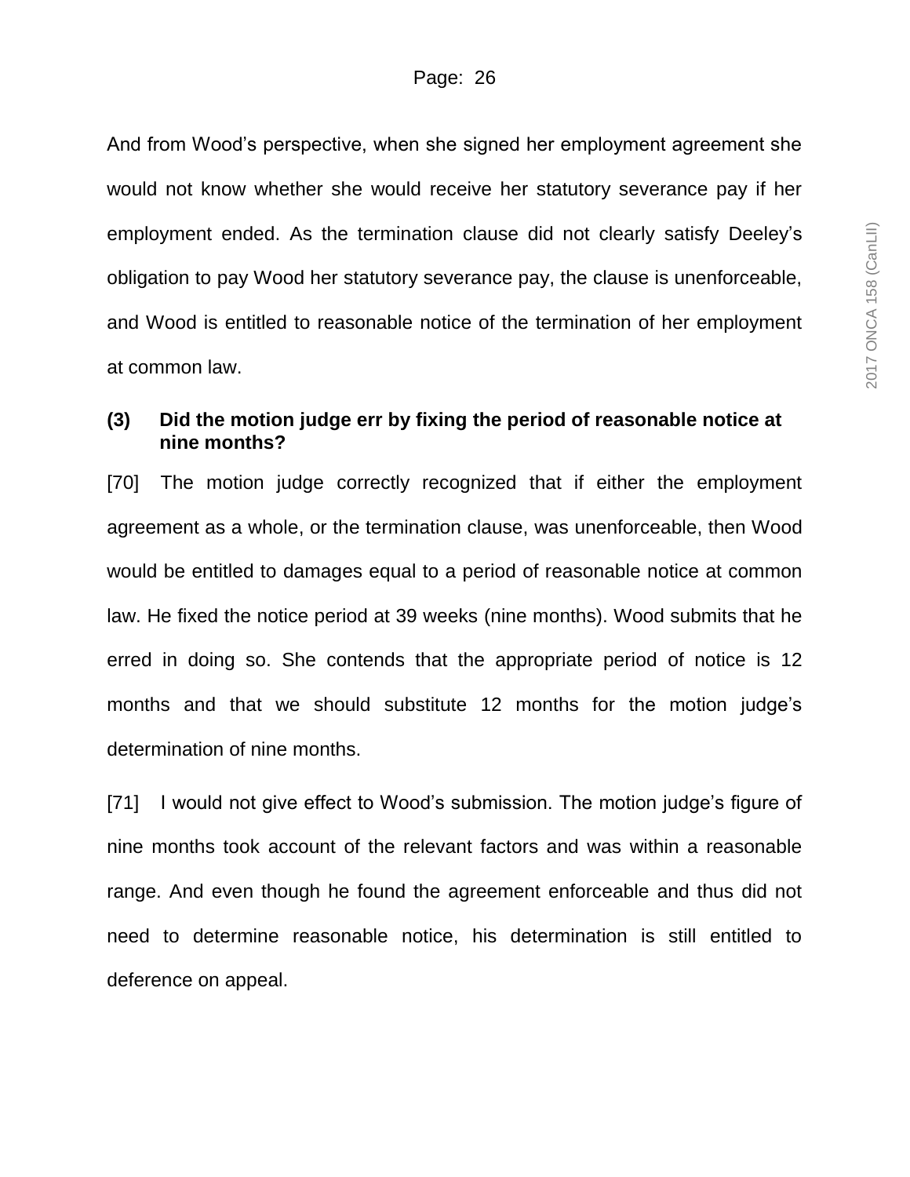And from Wood's perspective, when she signed her employment agreement she would not know whether she would receive her statutory severance pay if her employment ended. As the termination clause did not clearly satisfy Deeley's obligation to pay Wood her statutory severance pay, the clause is unenforceable, and Wood is entitled to reasonable notice of the termination of her employment at common law.

**(3) Did the motion judge err by fixing the period of reasonable notice at nine months?**

[70] The motion judge correctly recognized that if either the employment agreement as a whole, or the termination clause, was unenforceable, then Wood would be entitled to damages equal to a period of reasonable notice at common law. He fixed the notice period at 39 weeks (nine months). Wood submits that he erred in doing so. She contends that the appropriate period of notice is 12 months and that we should substitute 12 months for the motion judge's determination of nine months.

[71] I would not give effect to Wood's submission. The motion judge's figure of nine months took account of the relevant factors and was within a reasonable range. And even though he found the agreement enforceable and thus did not need to determine reasonable notice, his determination is still entitled to deference on appeal.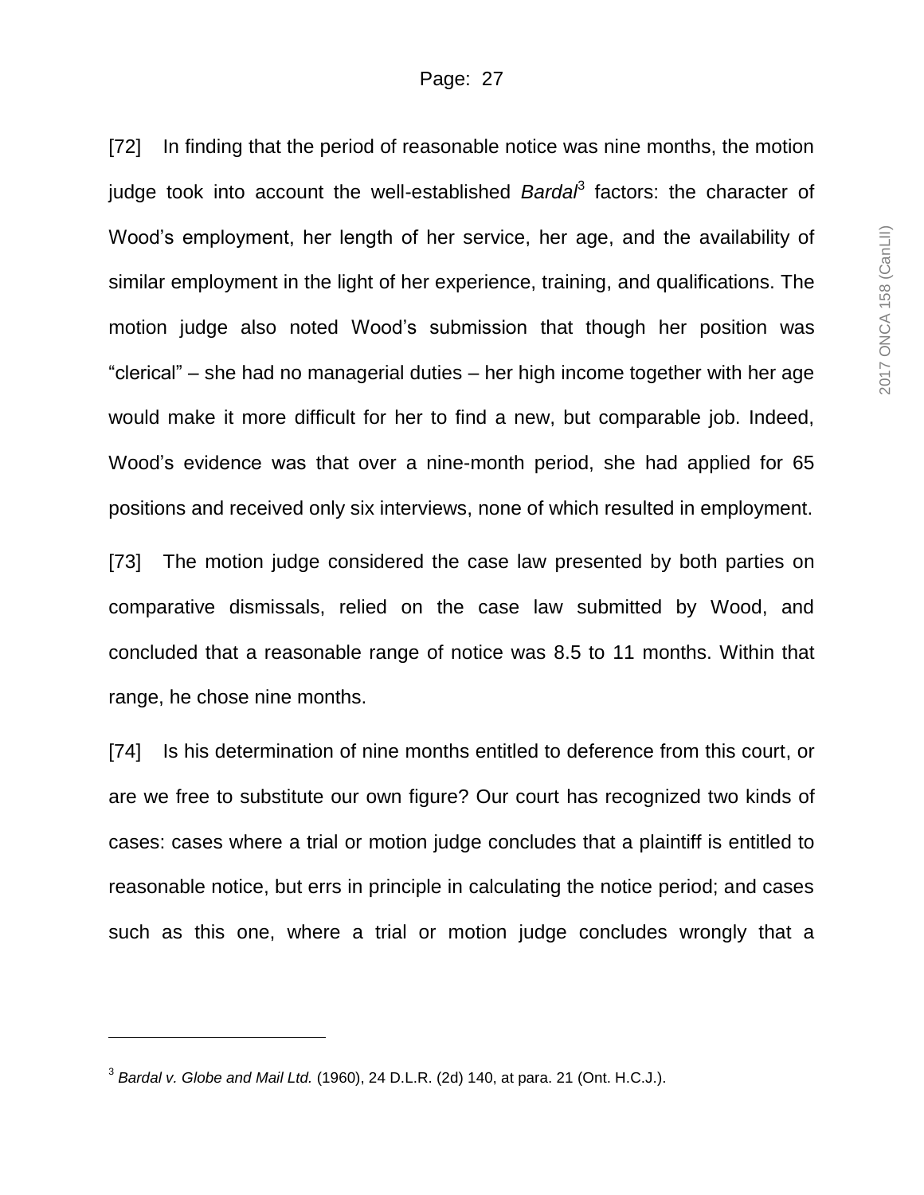[72] In finding that the period of reasonable notice was nine months, the motion judge took into account the well-established *Bardal*[3] factors: the character of Wood's employment, her length of her service, her age, and the availability of similar employment in the light of her experience, training, and qualifications. The motion judge also noted Wood's submission that though her position was "clerical" – she had no managerial duties – her high income together with her age would make it more difficult for her to find a new, but comparable job. Indeed, Wood's evidence was that over a nine-month period, she had applied for 65 positions and received only six interviews, none of which resulted in employment.

[73] The motion judge considered the case law presented by both parties on comparative dismissals, relied on the case law submitted by Wood, and concluded that a reasonable range of notice was 8.5 to 11 months. Within that range, he chose nine months.

[74] Is his determination of nine months entitled to deference from this court, or are we free to substitute our own figure? Our court has recognized two kinds of cases: cases where a trial or motion judge concludes that a plaintiff is entitled to reasonable notice, but errs in principle in calculating the notice period; and cases such as this one, where a trial or motion judge concludes wrongly that a

---

[3] *Bardal v. Globe and Mail Ltd.* (1960), 24 D.L.R. (2d) 140, at para. 21 (Ont. H.C.J.).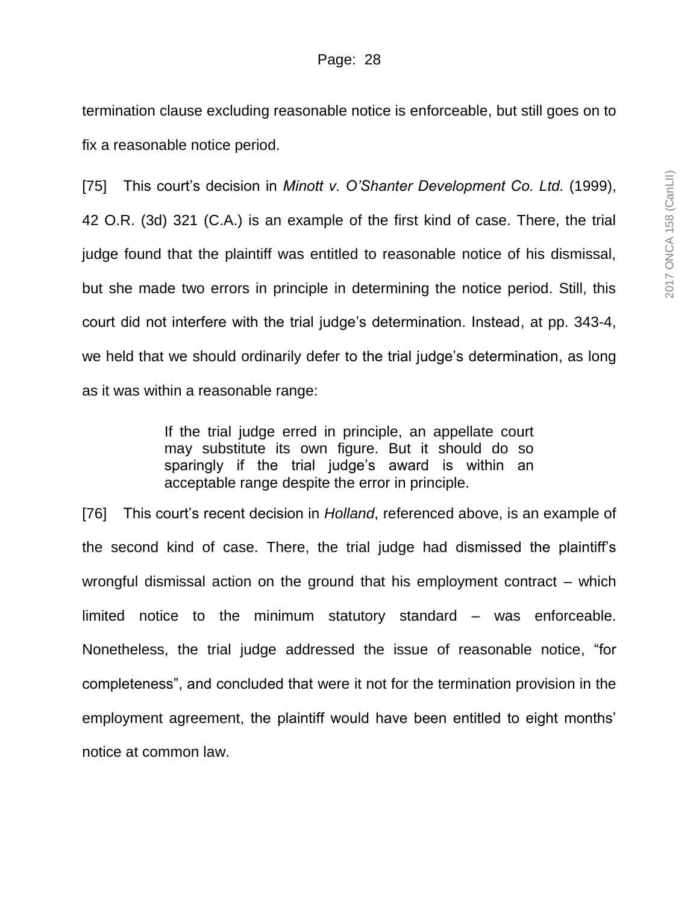termination clause excluding reasonable notice is enforceable, but still goes on to fix a reasonable notice period.

[75] This court's decision in *Minott v. O'Shanter Development Co. Ltd.* (1999), 42 O.R. (3d) 321 (C.A.) is an example of the first kind of case. There, the trial judge found that the plaintiff was entitled to reasonable notice of his dismissal, but she made two errors in principle in determining the notice period. Still, this court did not interfere with the trial judge's determination. Instead, at pp. 343-4, we held that we should ordinarily defer to the trial judge's determination, as long as it was within a reasonable range:

> If the trial judge erred in principle, an appellate court may substitute its own figure. But it should do so sparingly if the trial judge's award is within an acceptable range despite the error in principle.

[76] This court's recent decision in *Holland*, referenced above, is an example of the second kind of case. There, the trial judge had dismissed the plaintiff's wrongful dismissal action on the ground that his employment contract – which limited notice to the minimum statutory standard – was enforceable. Nonetheless, the trial judge addressed the issue of reasonable notice, "for completeness", and concluded that were it not for the termination provision in the employment agreement, the plaintiff would have been entitled to eight months' notice at common law.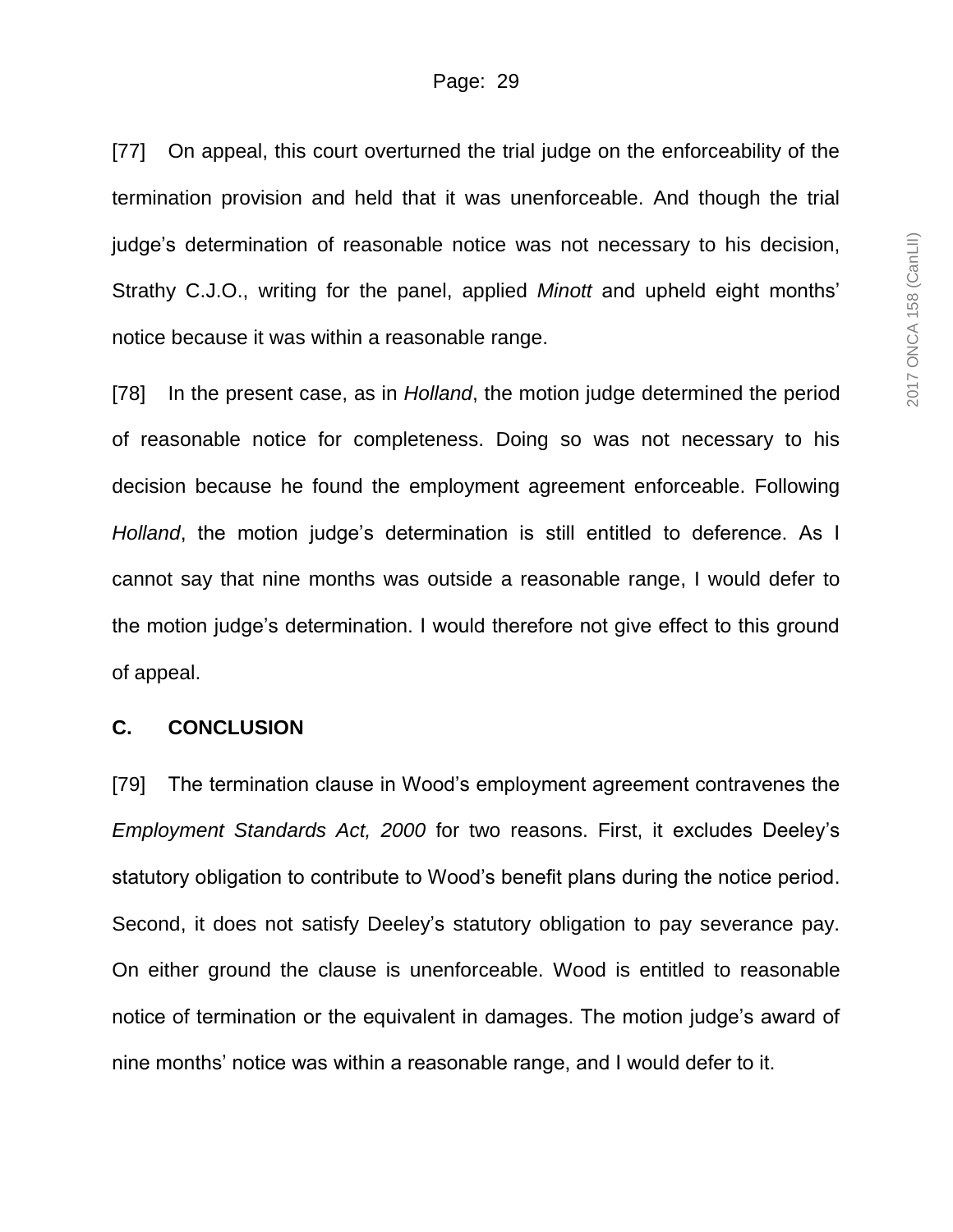[77] On appeal, this court overturned the trial judge on the enforceability of the termination provision and held that it was unenforceable. And though the trial judge's determination of reasonable notice was not necessary to his decision, Strathy C.J.O., writing for the panel, applied *Minott* and upheld eight months' notice because it was within a reasonable range.

[78] In the present case, as in *Holland*, the motion judge determined the period of reasonable notice for completeness. Doing so was not necessary to his decision because he found the employment agreement enforceable. Following *Holland*, the motion judge's determination is still entitled to deference. As I cannot say that nine months was outside a reasonable range, I would defer to the motion judge's determination. I would therefore not give effect to this ground of appeal.

## C. CONCLUSION

[79] The termination clause in Wood's employment agreement contravenes the *Employment Standards Act, 2000* for two reasons. First, it excludes Deeley's statutory obligation to contribute to Wood's benefit plans during the notice period. Second, it does not satisfy Deeley's statutory obligation to pay severance pay. On either ground the clause is unenforceable. Wood is entitled to reasonable notice of termination or the equivalent in damages. The motion judge's award of nine months' notice was within a reasonable range, and I would defer to it.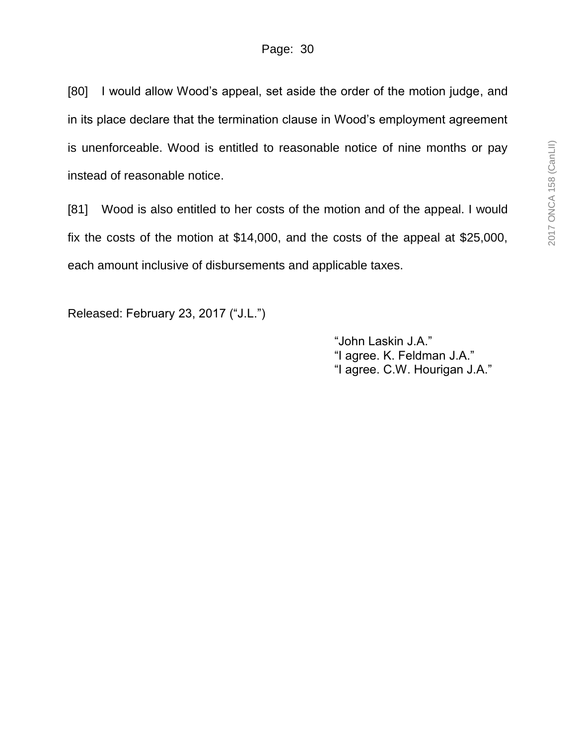[80] I would allow Wood's appeal, set aside the order of the motion judge, and in its place declare that the termination clause in Wood's employment agreement is unenforceable. Wood is entitled to reasonable notice of nine months or pay instead of reasonable notice.

[81] Wood is also entitled to her costs of the motion and of the appeal. I would fix the costs of the motion at $14,000, and the costs of the appeal at $25,000, each amount inclusive of disbursements and applicable taxes.

Released: February 23, 2017 ("J.L.")

"John Laskin J.A."
"I agree. K. Feldman J.A."
"I agree. C.W. Hourigan J.A."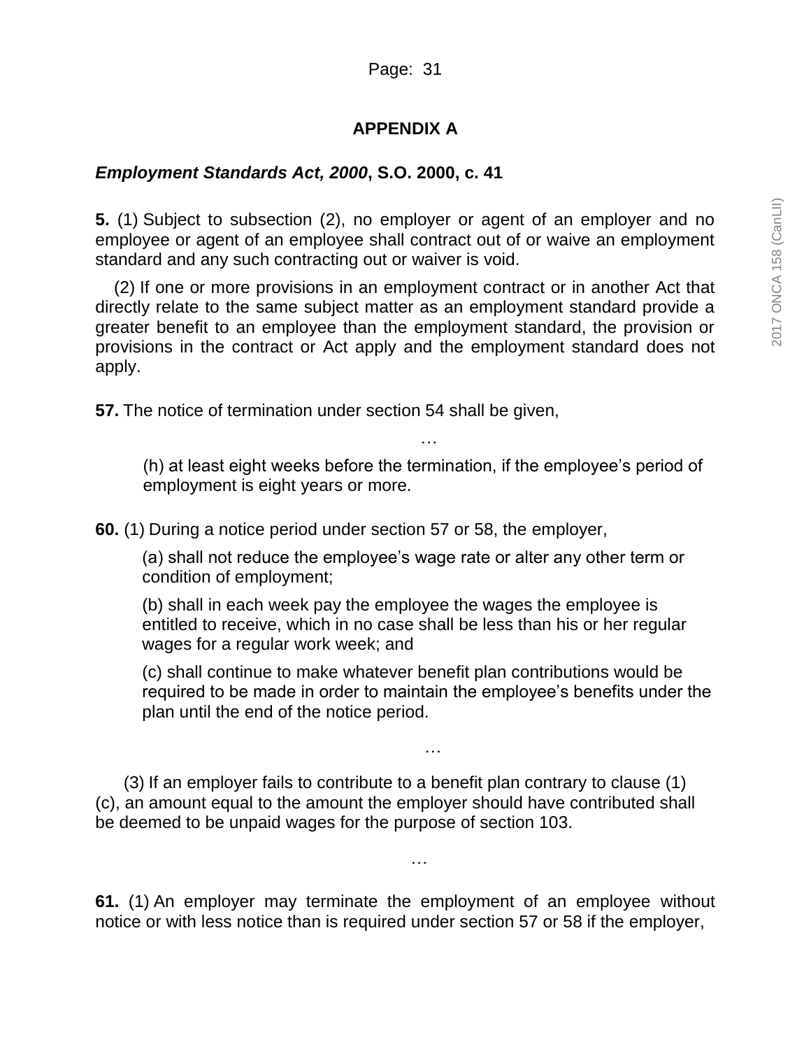## APPENDIX A

***Employment Standards Act, 2000*, S.O. 2000, c. 41**

**5.** (1) Subject to subsection (2), no employer or agent of an employer and no employee or agent of an employee shall contract out of or waive an employment standard and any such contracting out or waiver is void.

(2) If one or more provisions in an employment contract or in another Act that directly relate to the same subject matter as an employment standard provide a greater benefit to an employee than the employment standard, the provision or provisions in the contract or Act apply and the employment standard does not apply.

**57.** The notice of termination under section 54 shall be given,

…

(h) at least eight weeks before the termination, if the employee's period of employment is eight years or more.

**60.** (1) During a notice period under section 57 or 58, the employer,

(a) shall not reduce the employee's wage rate or alter any other term or condition of employment;

(b) shall in each week pay the employee the wages the employee is entitled to receive, which in no case shall be less than his or her regular wages for a regular work week; and

(c) shall continue to make whatever benefit plan contributions would be required to be made in order to maintain the employee's benefits under the plan until the end of the notice period.

…

(3) If an employer fails to contribute to a benefit plan contrary to clause (1) (c), an amount equal to the amount the employer should have contributed shall be deemed to be unpaid wages for the purpose of section 103.

…

**61.** (1) An employer may terminate the employment of an employee without notice or with less notice than is required under section 57 or 58 if the employer,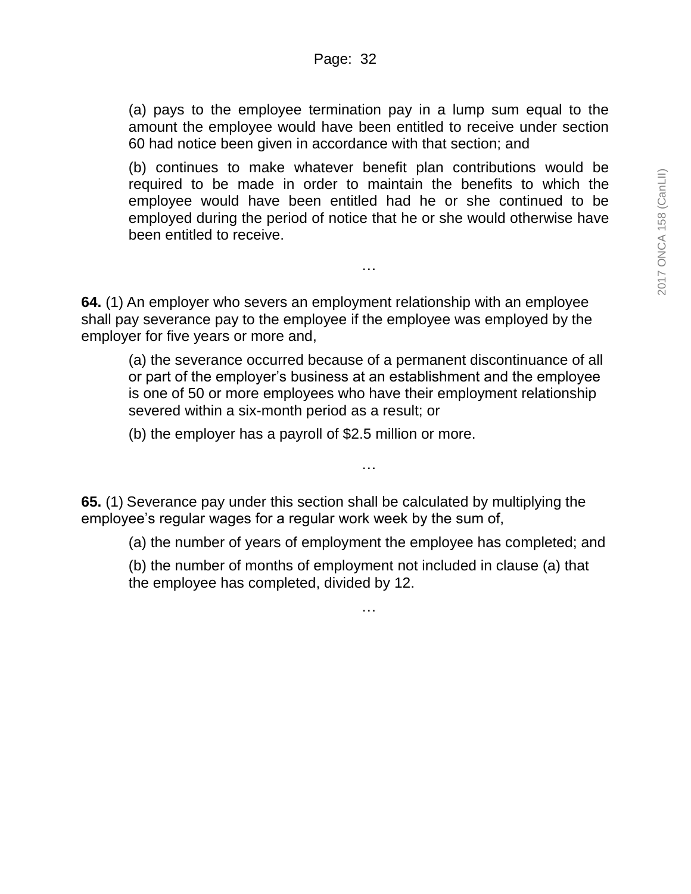(a) pays to the employee termination pay in a lump sum equal to the amount the employee would have been entitled to receive under section 60 had notice been given in accordance with that section; and

(b) continues to make whatever benefit plan contributions would be required to be made in order to maintain the benefits to which the employee would have been entitled had he or she continued to be employed during the period of notice that he or she would otherwise have been entitled to receive.

…

**64.** (1) An employer who severs an employment relationship with an employee shall pay severance pay to the employee if the employee was employed by the employer for five years or more and,

(a) the severance occurred because of a permanent discontinuance of all or part of the employer's business at an establishment and the employee is one of 50 or more employees who have their employment relationship severed within a six-month period as a result; or

(b) the employer has a payroll of $2.5 million or more.

…

**65.** (1) Severance pay under this section shall be calculated by multiplying the employee's regular wages for a regular work week by the sum of,

(a) the number of years of employment the employee has completed; and

(b) the number of months of employment not included in clause (a) that the employee has completed, divided by 12.

…